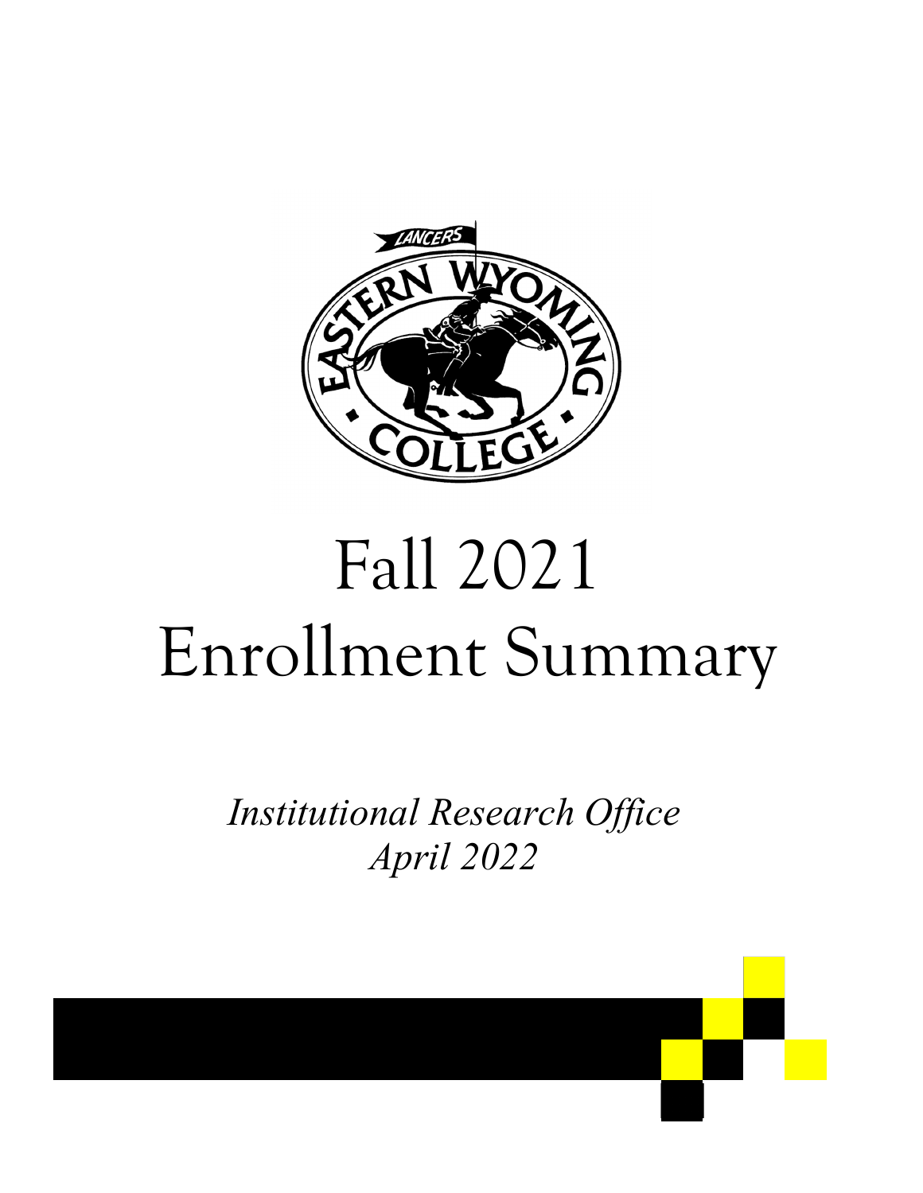# Fall 2021 Enrollment Summary

*Institutional Research Office*
*April 2022*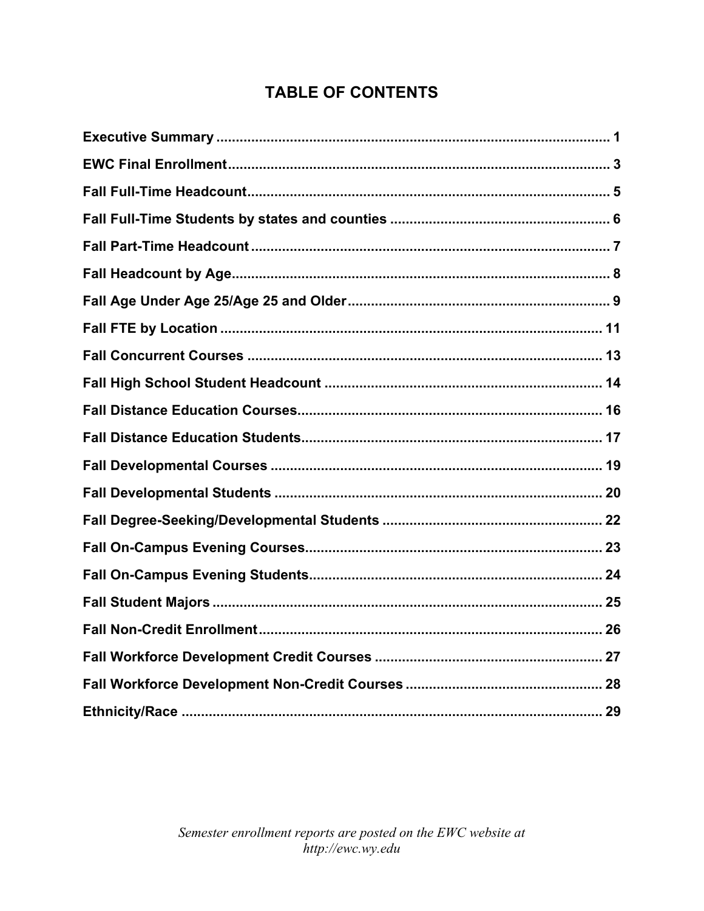# TABLE OF CONTENTS

| Section | Page |
|---|---|
| **Executive Summary** | **1** |
| **EWC Final Enrollment** | **3** |
| **Fall Full-Time Headcount** | **5** |
| **Fall Full-Time Students by states and counties** | **6** |
| **Fall Part-Time Headcount** | **7** |
| **Fall Headcount by Age** | **8** |
| **Fall Age Under Age 25/Age 25 and Older** | **9** |
| **Fall FTE by Location** | **11** |
| **Fall Concurrent Courses** | **13** |
| **Fall High School Student Headcount** | **14** |
| **Fall Distance Education Courses** | **16** |
| **Fall Distance Education Students** | **17** |
| **Fall Developmental Courses** | **19** |
| **Fall Developmental Students** | **20** |
| **Fall Degree-Seeking/Developmental Students** | **22** |
| **Fall On-Campus Evening Courses** | **23** |
| **Fall On-Campus Evening Students** | **24** |
| **Fall Student Majors** | **25** |
| **Fall Non-Credit Enrollment** | **26** |
| **Fall Workforce Development Credit Courses** | **27** |
| **Fall Workforce Development Non-Credit Courses** | **28** |
| **Ethnicity/Race** | **29** |

*Semester enrollment reports are posted on the EWC website at http://ewc.wy.edu*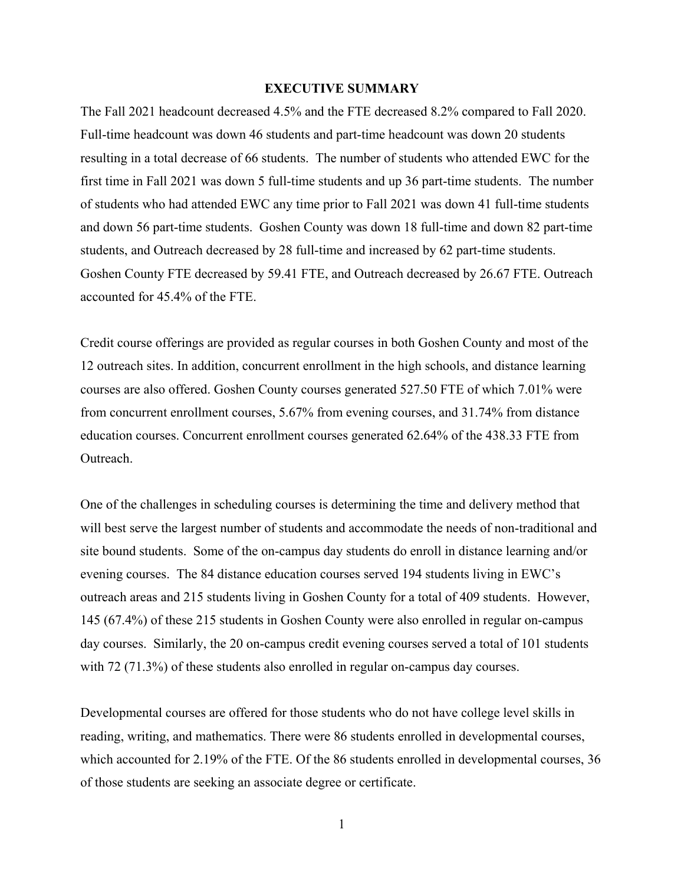# EXECUTIVE SUMMARY

The Fall 2021 headcount decreased 4.5% and the FTE decreased 8.2% compared to Fall 2020. Full-time headcount was down 46 students and part-time headcount was down 20 students resulting in a total decrease of 66 students. The number of students who attended EWC for the first time in Fall 2021 was down 5 full-time students and up 36 part-time students. The number of students who had attended EWC any time prior to Fall 2021 was down 41 full-time students and down 56 part-time students. Goshen County was down 18 full-time and down 82 part-time students, and Outreach decreased by 28 full-time and increased by 62 part-time students. Goshen County FTE decreased by 59.41 FTE, and Outreach decreased by 26.67 FTE. Outreach accounted for 45.4% of the FTE.

Credit course offerings are provided as regular courses in both Goshen County and most of the 12 outreach sites. In addition, concurrent enrollment in the high schools, and distance learning courses are also offered. Goshen County courses generated 527.50 FTE of which 7.01% were from concurrent enrollment courses, 5.67% from evening courses, and 31.74% from distance education courses. Concurrent enrollment courses generated 62.64% of the 438.33 FTE from Outreach.

One of the challenges in scheduling courses is determining the time and delivery method that will best serve the largest number of students and accommodate the needs of non-traditional and site bound students. Some of the on-campus day students do enroll in distance learning and/or evening courses. The 84 distance education courses served 194 students living in EWC's outreach areas and 215 students living in Goshen County for a total of 409 students. However, 145 (67.4%) of these 215 students in Goshen County were also enrolled in regular on-campus day courses. Similarly, the 20 on-campus credit evening courses served a total of 101 students with 72 (71.3%) of these students also enrolled in regular on-campus day courses.

Developmental courses are offered for those students who do not have college level skills in reading, writing, and mathematics. There were 86 students enrolled in developmental courses, which accounted for 2.19% of the FTE. Of the 86 students enrolled in developmental courses, 36 of those students are seeking an associate degree or certificate.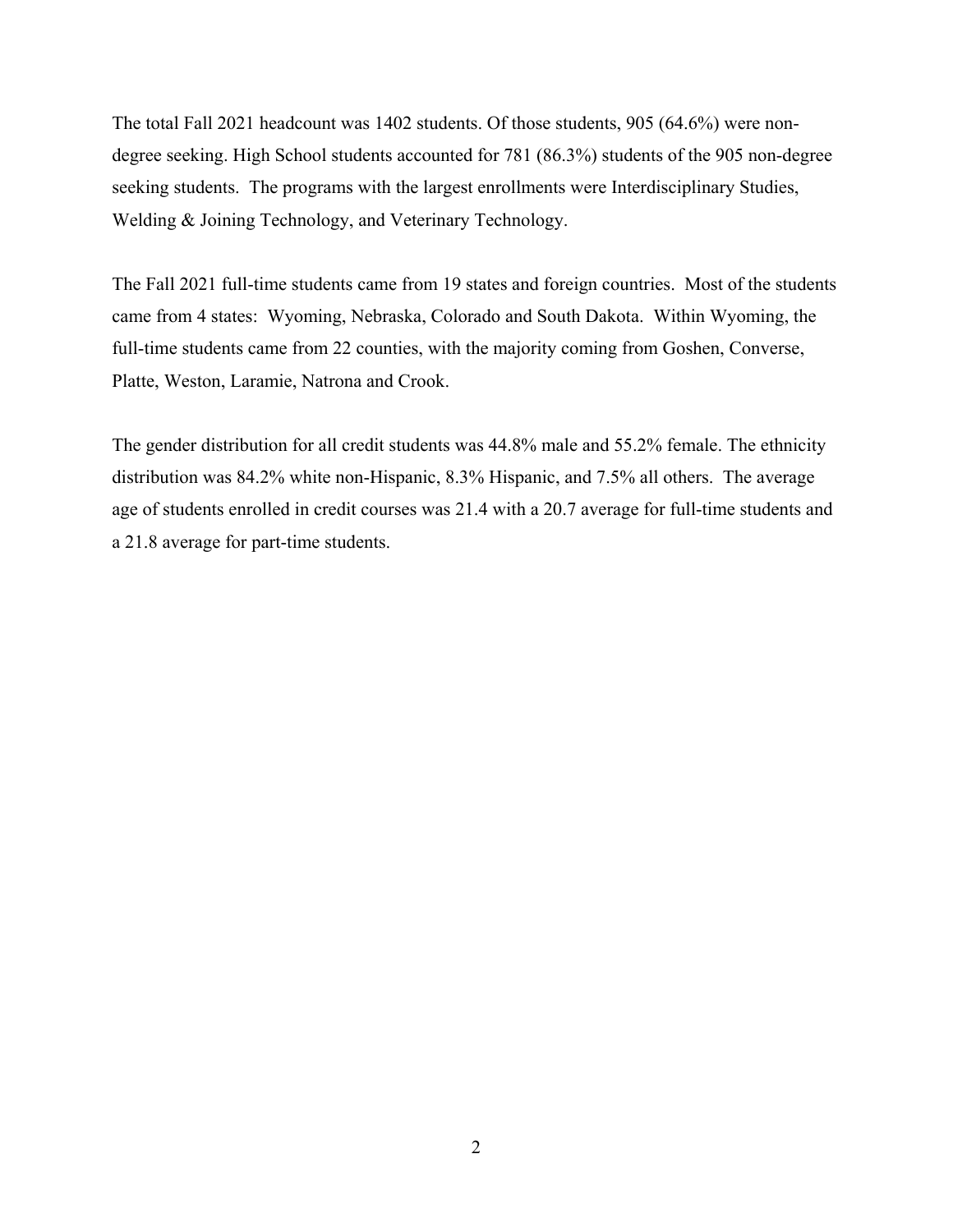The total Fall 2021 headcount was 1402 students. Of those students, 905 (64.6%) were non-degree seeking. High School students accounted for 781 (86.3%) students of the 905 non-degree seeking students. The programs with the largest enrollments were Interdisciplinary Studies, Welding & Joining Technology, and Veterinary Technology.

The Fall 2021 full-time students came from 19 states and foreign countries. Most of the students came from 4 states: Wyoming, Nebraska, Colorado and South Dakota. Within Wyoming, the full-time students came from 22 counties, with the majority coming from Goshen, Converse, Platte, Weston, Laramie, Natrona and Crook.

The gender distribution for all credit students was 44.8% male and 55.2% female. The ethnicity distribution was 84.2% white non-Hispanic, 8.3% Hispanic, and 7.5% all others. The average age of students enrolled in credit courses was 21.4 with a 20.7 average for full-time students and a 21.8 average for part-time students.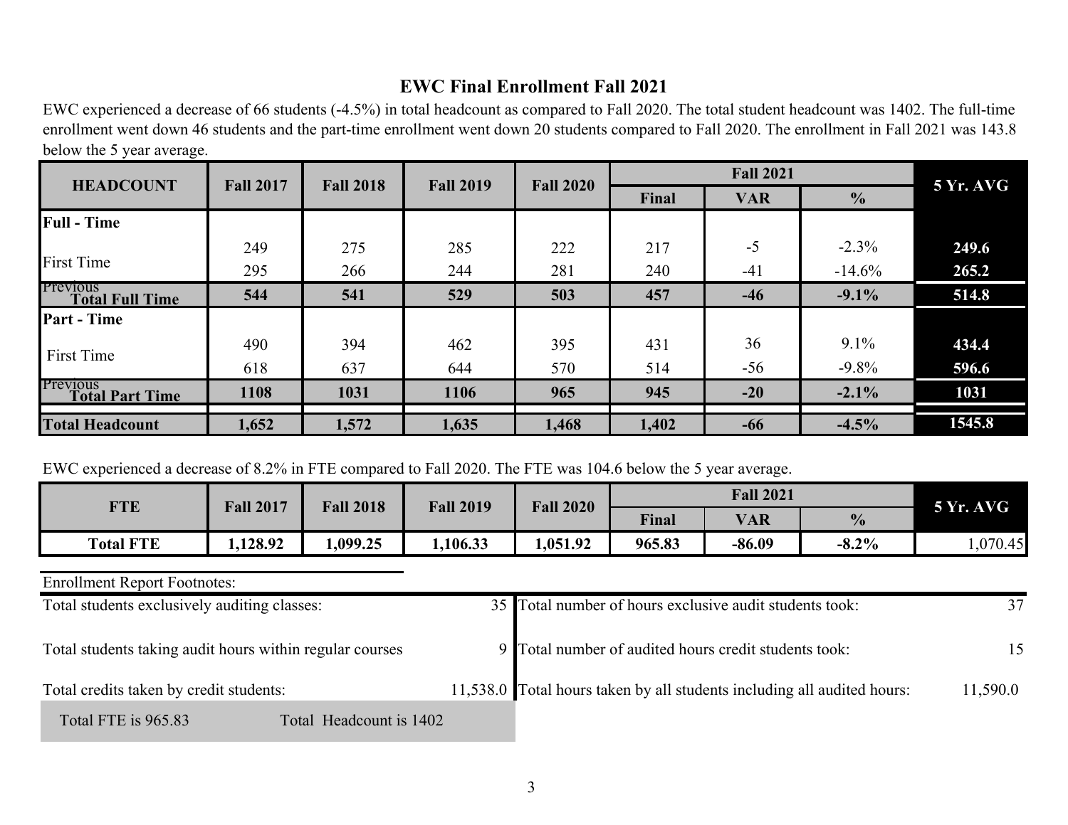# EWC Final Enrollment Fall 2021

EWC experienced a decrease of 66 students (-4.5%) in total headcount as compared to Fall 2020. The total student headcount was 1402. The full-time enrollment went down 46 students and the part-time enrollment went down 20 students compared to Fall 2020. The enrollment in Fall 2021 was 143.8 below the 5 year average.

| HEADCOUNT | Fall 2017 | Fall 2018 | Fall 2019 | Fall 2020 | Fall 2021 | | | 5 Yr. AVG |
|---|---|---|---|---|---|---|---|---|
| | | | | | Final | VAR | % | |
| **Full - Time** | | | | | | | | |
| First Time | 249 | 275 | 285 | 222 | 217 | -5 | -2.3% | **249.6** |
| Previous | 295 | 266 | 244 | 281 | 240 | -41 | -14.6% | **265.2** |
| **Total Full Time** | **544** | **541** | **529** | **503** | **457** | **-46** | **-9.1%** | **514.8** |
| **Part - Time** | | | | | | | | |
| First Time | 490 | 394 | 462 | 395 | 431 | 36 | 9.1% | **434.4** |
| Previous | 618 | 637 | 644 | 570 | 514 | -56 | -9.8% | **596.6** |
| **Total Part Time** | **1108** | **1031** | **1106** | **965** | **945** | **-20** | **-2.1%** | **1031** |
| **Total Headcount** | **1,652** | **1,572** | **1,635** | **1,468** | **1,402** | **-66** | **-4.5%** | **1545.8** |

EWC experienced a decrease of 8.2% in FTE compared to Fall 2020. The FTE was 104.6 below the 5 year average.

| FTE | Fall 2017 | Fall 2018 | Fall 2019 | Fall 2020 | Fall 2021 | | | 5 Yr. AVG |
|---|---|---|---|---|---|---|---|---|
| | | | | | Final | VAR | % | |
| **Total FTE** | **1,128.92** | **1,099.25** | **1,106.33** | **1,051.92** | **965.83** | **-86.09** | **-8.2%** | 1,070.45 |

Enrollment Report Footnotes:

| | | | |
|---|---|---|---|
| Total students exclusively auditing classes: | 35 | Total number of hours exclusive audit students took: | 37 |
| Total students taking audit hours within regular courses | 9 | Total number of audited hours credit students took: | 15 |
| Total credits taken by credit students: | 11,538.0 | Total hours taken by all students including all audited hours: | 11,590.0 |

Total FTE is 965.83 Total Headcount is 1402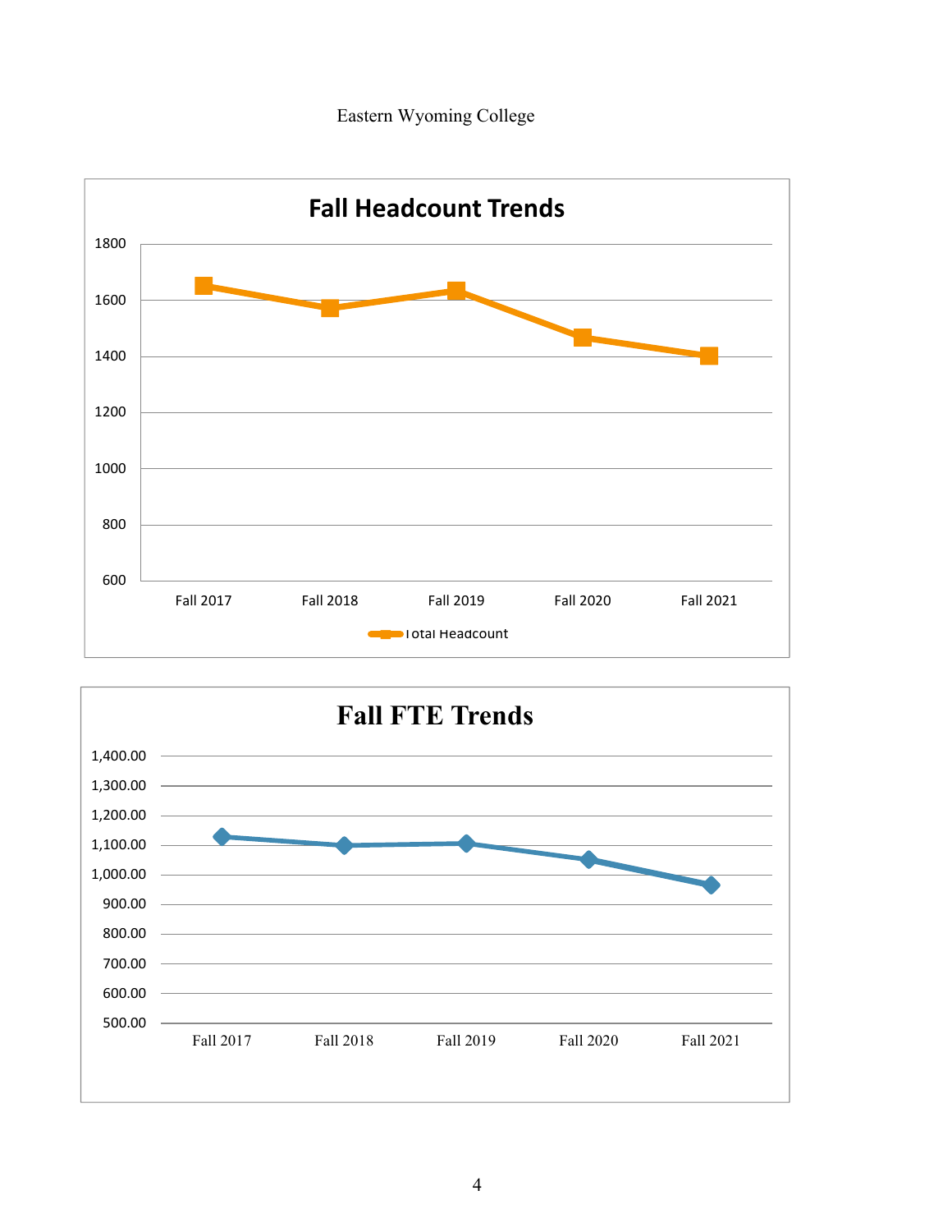Eastern Wyoming College

**Fall Headcount Trends**

1800
1600
1400
1200
1000
800
600

Fall 2017 Fall 2018 Fall 2019 Fall 2020 Fall 2021

Total Headcount

**Fall FTE Trends**

1,400.00
1,300.00
1,200.00
1,100.00
1,000.00
900.00
800.00
700.00
600.00
500.00

Fall 2017 Fall 2018 Fall 2019 Fall 2020 Fall 2021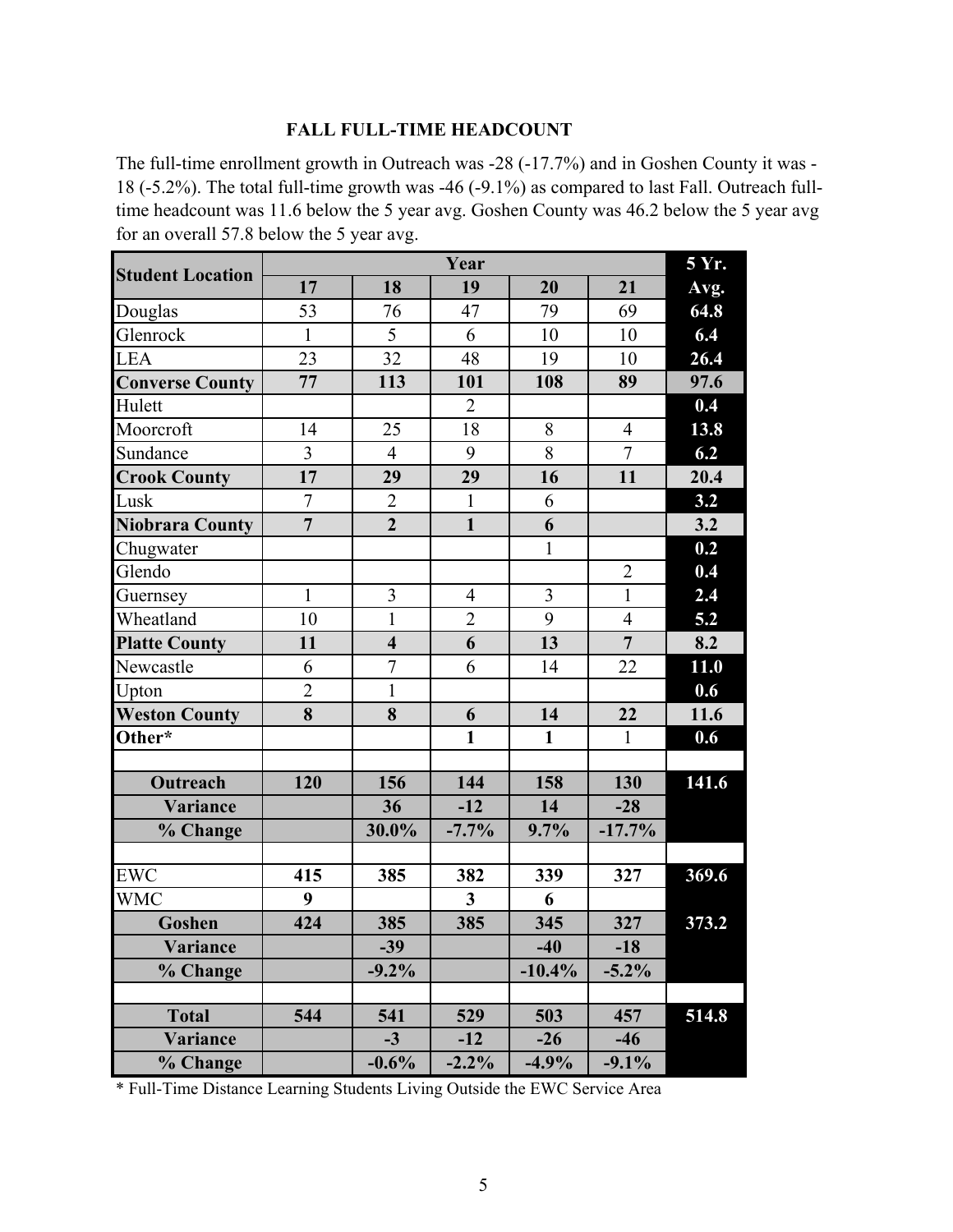## FALL FULL-TIME HEADCOUNT

The full-time enrollment growth in Outreach was -28 (-17.7%) and in Goshen County it was -18 (-5.2%). The total full-time growth was -46 (-9.1%) as compared to last Fall. Outreach full-time headcount was 11.6 below the 5 year avg. Goshen County was 46.2 below the 5 year avg for an overall 57.8 below the 5 year avg.

| Student Location | Year | | | | | 5 Yr. |
|---|---|---|---|---|---|---|
| | 17 | 18 | 19 | 20 | 21 | Avg. |
| Douglas | 53 | 76 | 47 | 79 | 69 | **64.8** |
| Glenrock | 1 | 5 | 6 | 10 | 10 | **6.4** |
| LEA | 23 | 32 | 48 | 19 | 10 | **26.4** |
| **Converse County** | **77** | **113** | **101** | **108** | **89** | **97.6** |
| Hulett | | | 2 | | | **0.4** |
| Moorcroft | 14 | 25 | 18 | 8 | 4 | **13.8** |
| Sundance | 3 | 4 | 9 | 8 | 7 | **6.2** |
| **Crook County** | **17** | **29** | **29** | **16** | **11** | **20.4** |
| Lusk | 7 | 2 | 1 | 6 | | **3.2** |
| **Niobrara County** | **7** | **2** | **1** | **6** | | **3.2** |
| Chugwater | | | | 1 | | **0.2** |
| Glendo | | | | | 2 | **0.4** |
| Guernsey | 1 | 3 | 4 | 3 | 1 | **2.4** |
| Wheatland | 10 | 1 | 2 | 9 | 4 | **5.2** |
| **Platte County** | **11** | **4** | **6** | **13** | **7** | **8.2** |
| Newcastle | 6 | 7 | 6 | 14 | 22 | **11.0** |
| Upton | 2 | 1 | | | | **0.6** |
| **Weston County** | **8** | **8** | **6** | **14** | **22** | **11.6** |
| **Other*** | | | **1** | **1** | 1 | **0.6** |
| | | | | | | |
| **Outreach** | **120** | **156** | **144** | **158** | **130** | **141.6** |
| **Variance** | | **36** | **-12** | **14** | **-28** | |
| **% Change** | | **30.0%** | **-7.7%** | **9.7%** | **-17.7%** | |
| | | | | | | |
| EWC | **415** | **385** | **382** | **339** | **327** | **369.6** |
| WMC | **9** | | **3** | **6** | | |
| **Goshen** | **424** | **385** | **385** | **345** | **327** | **373.2** |
| **Variance** | | **-39** | | **-40** | **-18** | |
| **% Change** | | **-9.2%** | | **-10.4%** | **-5.2%** | |
| | | | | | | |
| **Total** | **544** | **541** | **529** | **503** | **457** | **514.8** |
| **Variance** | | **-3** | **-12** | **-26** | **-46** | |
| **% Change** | | **-0.6%** | **-2.2%** | **-4.9%** | **-9.1%** | |

* Full-Time Distance Learning Students Living Outside the EWC Service Area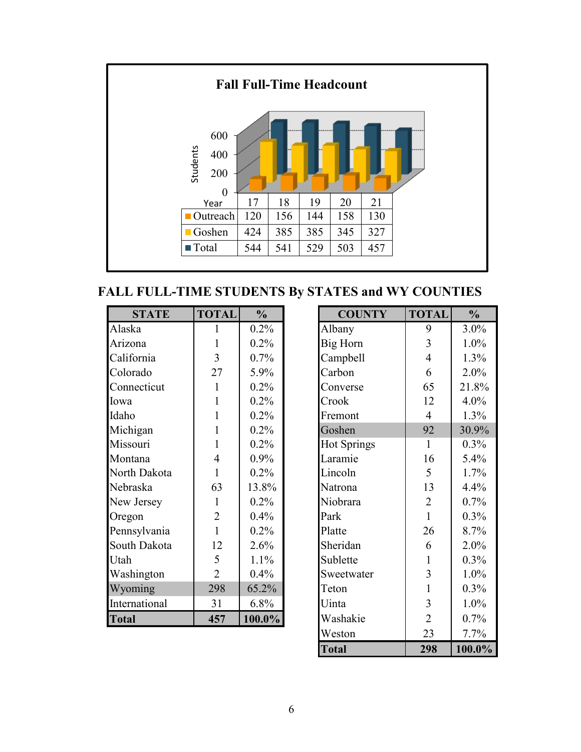## Fall Full-Time Headcount

| Year | 17 | 18 | 19 | 20 | 21 |
|---|---|---|---|---|---|
| Outreach | 120 | 156 | 144 | 158 | 130 |
| Goshen | 424 | 385 | 385 | 345 | 327 |
| Total | 544 | 541 | 529 | 503 | 457 |

## FALL FULL-TIME STUDENTS By STATES and WY COUNTIES

| STATE | TOTAL | % |
|---|---|---|
| Alaska | 1 | 0.2% |
| Arizona | 1 | 0.2% |
| California | 3 | 0.7% |
| Colorado | 27 | 5.9% |
| Connecticut | 1 | 0.2% |
| Iowa | 1 | 0.2% |
| Idaho | 1 | 0.2% |
| Michigan | 1 | 0.2% |
| Missouri | 1 | 0.2% |
| Montana | 4 | 0.9% |
| North Dakota | 1 | 0.2% |
| Nebraska | 63 | 13.8% |
| New Jersey | 1 | 0.2% |
| Oregon | 2 | 0.4% |
| Pennsylvania | 1 | 0.2% |
| South Dakota | 12 | 2.6% |
| Utah | 5 | 1.1% |
| Washington | 2 | 0.4% |
| Wyoming | 298 | 65.2% |
| International | 31 | 6.8% |
| **Total** | **457** | **100.0%** |

| COUNTY | TOTAL | % |
|---|---|---|
| Albany | 9 | 3.0% |
| Big Horn | 3 | 1.0% |
| Campbell | 4 | 1.3% |
| Carbon | 6 | 2.0% |
| Converse | 65 | 21.8% |
| Crook | 12 | 4.0% |
| Fremont | 4 | 1.3% |
| Goshen | 92 | 30.9% |
| Hot Springs | 1 | 0.3% |
| Laramie | 16 | 5.4% |
| Lincoln | 5 | 1.7% |
| Natrona | 13 | 4.4% |
| Niobrara | 2 | 0.7% |
| Park | 1 | 0.3% |
| Platte | 26 | 8.7% |
| Sheridan | 6 | 2.0% |
| Sublette | 1 | 0.3% |
| Sweetwater | 3 | 1.0% |
| Teton | 1 | 0.3% |
| Uinta | 3 | 1.0% |
| Washakie | 2 | 0.7% |
| Weston | 23 | 7.7% |
| **Total** | **298** | **100.0%** |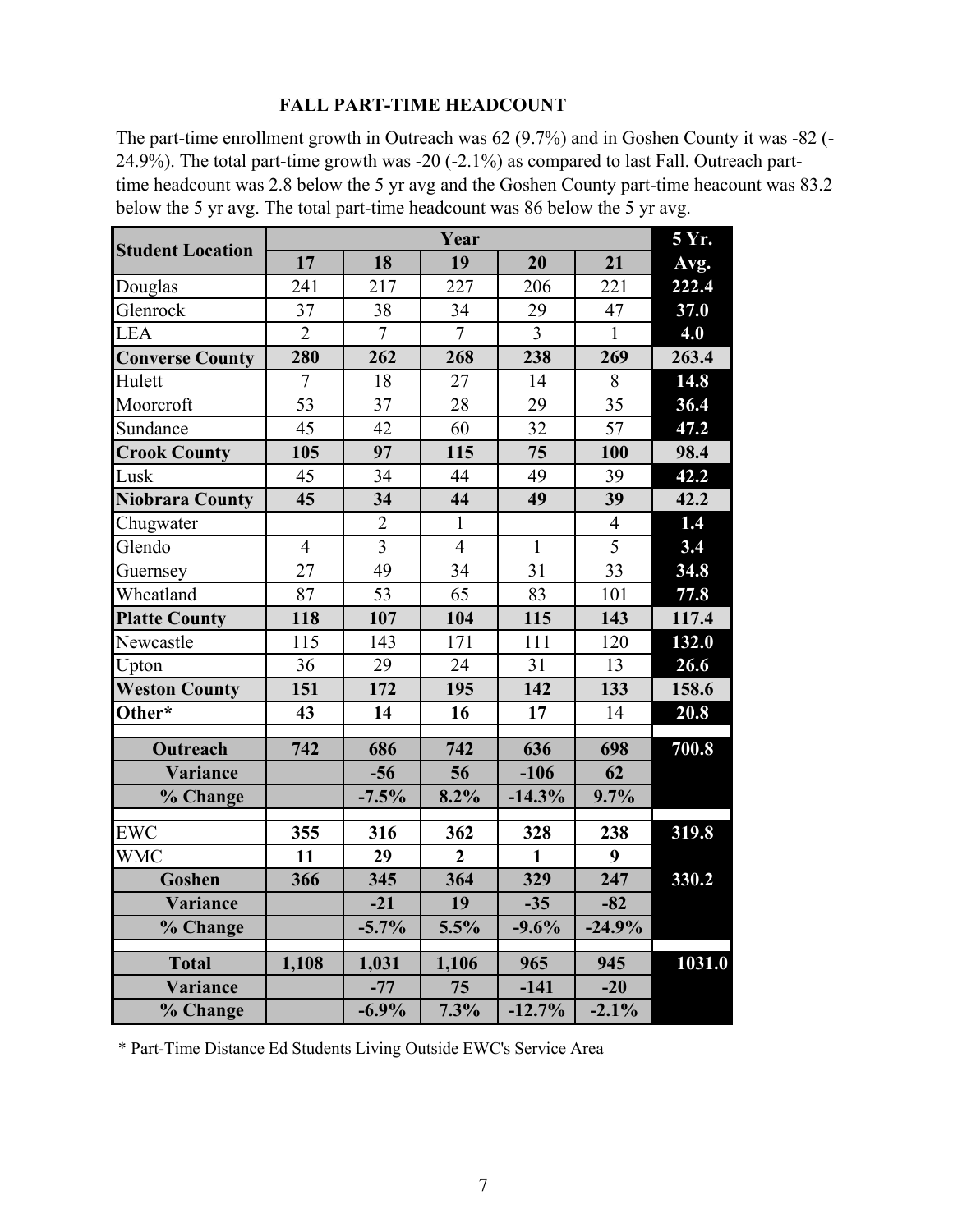### FALL PART-TIME HEADCOUNT

The part-time enrollment growth in Outreach was 62 (9.7%) and in Goshen County it was -82 (-24.9%). The total part-time growth was -20 (-2.1%) as compared to last Fall. Outreach part-time headcount was 2.8 below the 5 yr avg and the Goshen County part-time heacount was 83.2 below the 5 yr avg. The total part-time headcount was 86 below the 5 yr avg.

| Student Location | Year | | | | | 5 Yr. |
|---|---|---|---|---|---|---|
| | 17 | 18 | 19 | 20 | 21 | Avg. |
| Douglas | 241 | 217 | 227 | 206 | 221 | 222.4 |
| Glenrock | 37 | 38 | 34 | 29 | 47 | 37.0 |
| LEA | 2 | 7 | 7 | 3 | 1 | 4.0 |
| **Converse County** | **280** | **262** | **268** | **238** | **269** | **263.4** |
| Hulett | 7 | 18 | 27 | 14 | 8 | 14.8 |
| Moorcroft | 53 | 37 | 28 | 29 | 35 | 36.4 |
| Sundance | 45 | 42 | 60 | 32 | 57 | 47.2 |
| **Crook County** | **105** | **97** | **115** | **75** | **100** | **98.4** |
| Lusk | 45 | 34 | 44 | 49 | 39 | 42.2 |
| **Niobrara County** | **45** | **34** | **44** | **49** | **39** | **42.2** |
| Chugwater | | 2 | 1 | | 4 | 1.4 |
| Glendo | 4 | 3 | 4 | 1 | 5 | 3.4 |
| Guernsey | 27 | 49 | 34 | 31 | 33 | 34.8 |
| Wheatland | 87 | 53 | 65 | 83 | 101 | 77.8 |
| **Platte County** | **118** | **107** | **104** | **115** | **143** | **117.4** |
| Newcastle | 115 | 143 | 171 | 111 | 120 | 132.0 |
| Upton | 36 | 29 | 24 | 31 | 13 | 26.6 |
| **Weston County** | **151** | **172** | **195** | **142** | **133** | **158.6** |
| **Other*** | **43** | **14** | **16** | **17** | 14 | **20.8** |
| **Outreach** | **742** | **686** | **742** | **636** | **698** | **700.8** |
| **Variance** | | **-56** | **56** | **-106** | **62** | |
| **% Change** | | **-7.5%** | **8.2%** | **-14.3%** | **9.7%** | |
| EWC | **355** | **316** | **362** | **328** | **238** | **319.8** |
| WMC | **11** | **29** | **2** | **1** | **9** | |
| **Goshen** | **366** | **345** | **364** | **329** | **247** | **330.2** |
| **Variance** | | **-21** | **19** | **-35** | **-82** | |
| **% Change** | | **-5.7%** | **5.5%** | **-9.6%** | **-24.9%** | |
| **Total** | **1,108** | **1,031** | **1,106** | **965** | **945** | **1031.0** |
| **Variance** | | **-77** | **75** | **-141** | **-20** | |
| **% Change** | | **-6.9%** | **7.3%** | **-12.7%** | **-2.1%** | |

\* Part-Time Distance Ed Students Living Outside EWC's Service Area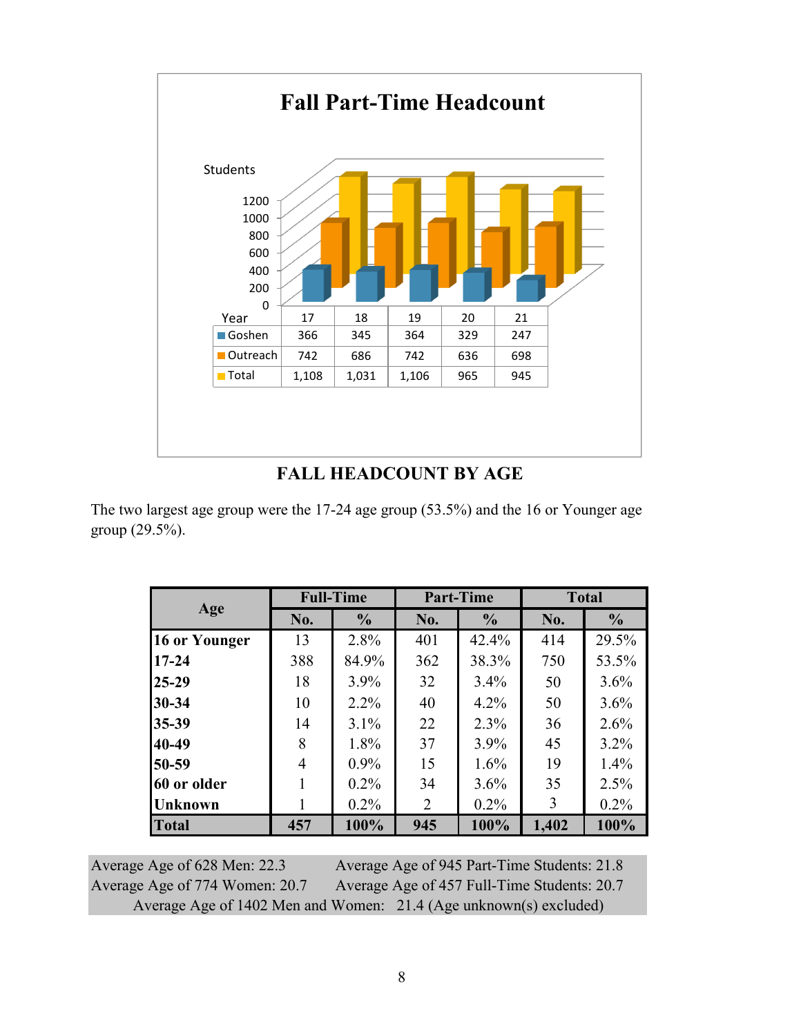**Fall Part-Time Headcount**

| Year | 17 | 18 | 19 | 20 | 21 |
|---|---|---|---|---|---|
| Goshen | 366 | 345 | 364 | 329 | 247 |
| Outreach | 742 | 686 | 742 | 636 | 698 |
| Total | 1,108 | 1,031 | 1,106 | 965 | 945 |

## FALL HEADCOUNT BY AGE

The two largest age group were the 17-24 age group (53.5%) and the 16 or Younger age group (29.5%).

| Age | Full-Time | | Part-Time | | Total | |
|---|---|---|---|---|---|---|
| | No. | % | No. | % | No. | % |
| **16 or Younger** | 13 | 2.8% | 401 | 42.4% | 414 | 29.5% |
| **17-24** | 388 | 84.9% | 362 | 38.3% | 750 | 53.5% |
| **25-29** | 18 | 3.9% | 32 | 3.4% | 50 | 3.6% |
| **30-34** | 10 | 2.2% | 40 | 4.2% | 50 | 3.6% |
| **35-39** | 14 | 3.1% | 22 | 2.3% | 36 | 2.6% |
| **40-49** | 8 | 1.8% | 37 | 3.9% | 45 | 3.2% |
| **50-59** | 4 | 0.9% | 15 | 1.6% | 19 | 1.4% |
| **60 or older** | 1 | 0.2% | 34 | 3.6% | 35 | 2.5% |
| **Unknown** | 1 | 0.2% | 2 | 0.2% | 3 | 0.2% |
| **Total** | **457** | **100%** | **945** | **100%** | **1,402** | **100%** |

Average Age of 628 Men: 22.3 Average Age of 945 Part-Time Students: 21.8
Average Age of 774 Women: 20.7 Average Age of 457 Full-Time Students: 20.7
Average Age of 1402 Men and Women: 21.4 (Age unknown(s) excluded)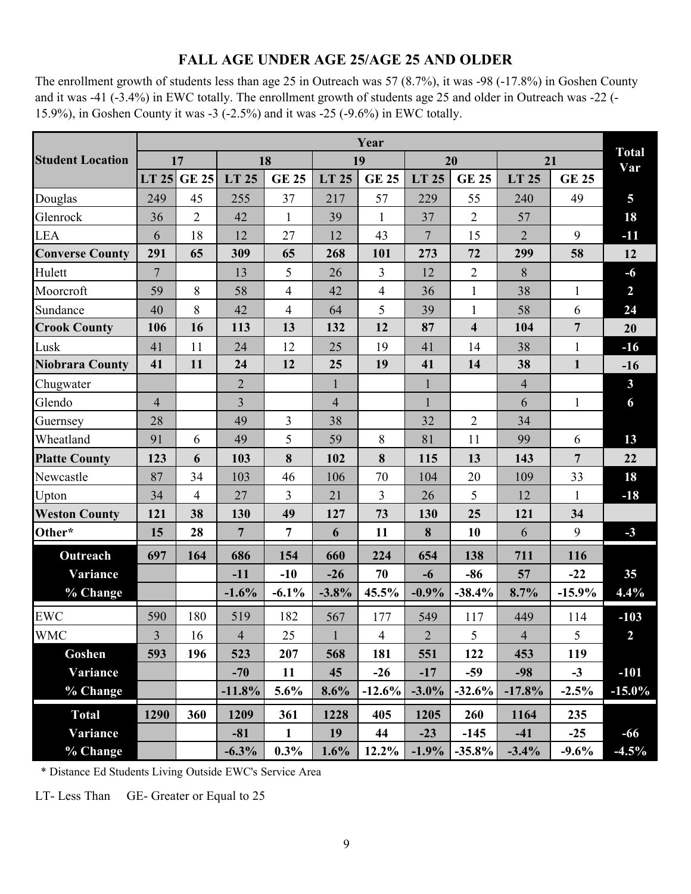# FALL AGE UNDER AGE 25/AGE 25 AND OLDER

The enrollment growth of students less than age 25 in Outreach was 57 (8.7%), it was -98 (-17.8%) in Goshen County and it was -41 (-3.4%) in EWC totally. The enrollment growth of students age 25 and older in Outreach was -22 (-15.9%), in Goshen County it was -3 (-2.5%) and it was -25 (-9.6%) in EWC totally.

| Student Location | Year | | | | | | | | | | Total Var |
|---|---|---|---|---|---|---|---|---|---|---|---|
| | 17 | | 18 | | 19 | | 20 | | 21 | | |
| | LT 25 | GE 25 | LT 25 | GE 25 | LT 25 | GE 25 | LT 25 | GE 25 | LT 25 | GE 25 | |
| Douglas | 249 | 45 | 255 | 37 | 217 | 57 | 229 | 55 | 240 | 49 | 5 |
| Glenrock | 36 | 2 | 42 | 1 | 39 | 1 | 37 | 2 | 57 | | 18 |
| LEA | 6 | 18 | 12 | 27 | 12 | 43 | 7 | 15 | 2 | 9 | -11 |
| **Converse County** | **291** | **65** | **309** | **65** | **268** | **101** | **273** | **72** | **299** | **58** | **12** |
| Hulett | 7 | | 13 | 5 | 26 | 3 | 12 | 2 | 8 | | -6 |
| Moorcroft | 59 | 8 | 58 | 4 | 42 | 4 | 36 | 1 | 38 | 1 | 2 |
| Sundance | 40 | 8 | 42 | 4 | 64 | 5 | 39 | 1 | 58 | 6 | 24 |
| **Crook County** | **106** | **16** | **113** | **13** | **132** | **12** | **87** | **4** | **104** | **7** | **20** |
| Lusk | 41 | 11 | 24 | 12 | 25 | 19 | 41 | 14 | 38 | 1 | -16 |
| **Niobrara County** | **41** | **11** | **24** | **12** | **25** | **19** | **41** | **14** | **38** | **1** | **-16** |
| Chugwater | | | 2 | | 1 | | 1 | | 4 | | 3 |
| Glendo | 4 | | 3 | | 4 | | 1 | | 6 | 1 | 6 |
| Guernsey | 28 | | 49 | 3 | 38 | | 32 | 2 | 34 | | |
| Wheatland | 91 | 6 | 49 | 5 | 59 | 8 | 81 | 11 | 99 | 6 | 13 |
| **Platte County** | **123** | **6** | **103** | **8** | **102** | **8** | **115** | **13** | **143** | **7** | **22** |
| Newcastle | 87 | 34 | 103 | 46 | 106 | 70 | 104 | 20 | 109 | 33 | 18 |
| Upton | 34 | 4 | 27 | 3 | 21 | 3 | 26 | 5 | 12 | 1 | -18 |
| **Weston County** | **121** | **38** | **130** | **49** | **127** | **73** | **130** | **25** | **121** | **34** | |
| **Other*** | **15** | **28** | **7** | **7** | **6** | **11** | **8** | **10** | 6 | 9 | -3 |
| **Outreach** | **697** | **164** | **686** | **154** | **660** | **224** | **654** | **138** | **711** | **116** | |
| **Variance** | | | **-11** | **-10** | **-26** | **70** | **-6** | **-86** | **57** | **-22** | **35** |
| **% Change** | | | **-1.6%** | **-6.1%** | **-3.8%** | **45.5%** | **-0.9%** | **-38.4%** | **8.7%** | **-15.9%** | **4.4%** |
| EWC | 590 | 180 | 519 | 182 | 567 | 177 | 549 | 117 | 449 | 114 | -103 |
| WMC | 3 | 16 | 4 | 25 | 1 | 4 | 2 | 5 | 4 | 5 | 2 |
| **Goshen** | **593** | **196** | **523** | **207** | **568** | **181** | **551** | **122** | **453** | **119** | |
| **Variance** | | | **-70** | **11** | **45** | **-26** | **-17** | **-59** | **-98** | **-3** | **-101** |
| **% Change** | | | **-11.8%** | **5.6%** | **8.6%** | **-12.6%** | **-3.0%** | **-32.6%** | **-17.8%** | **-2.5%** | **-15.0%** |
| **Total** | **1290** | **360** | **1209** | **361** | **1228** | **405** | **1205** | **260** | **1164** | **235** | |
| **Variance** | | | **-81** | **1** | **19** | **44** | **-23** | **-145** | **-41** | **-25** | **-66** |
| **% Change** | | | **-6.3%** | **0.3%** | **1.6%** | **12.2%** | **-1.9%** | **-35.8%** | **-3.4%** | **-9.6%** | **-4.5%** |

\* Distance Ed Students Living Outside EWC's Service Area

LT- Less Than GE- Greater or Equal to 25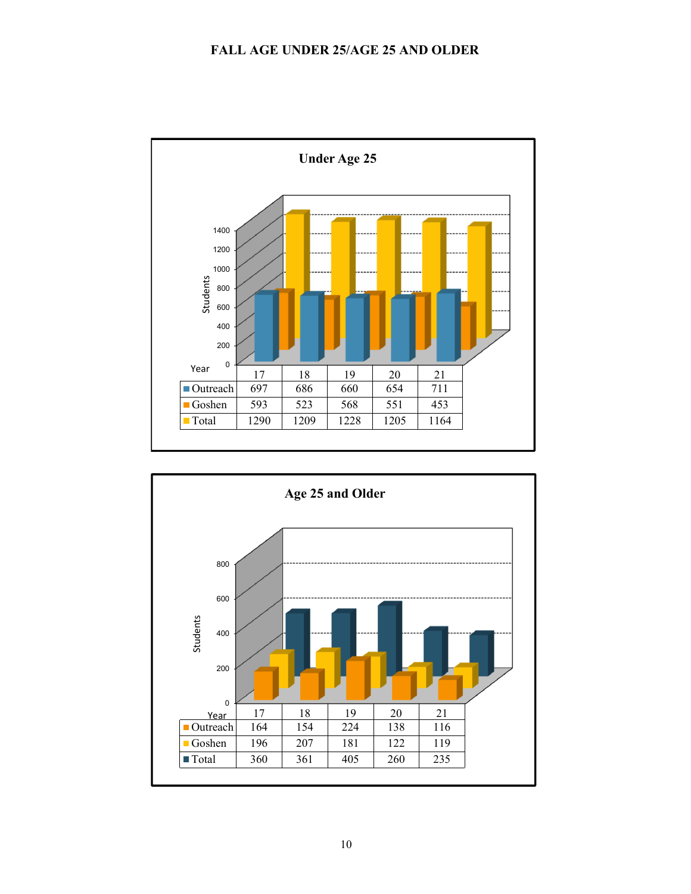# FALL AGE UNDER 25/AGE 25 AND OLDER

## Under Age 25

| Year | 17 | 18 | 19 | 20 | 21 |
|---|---|---|---|---|---|
| Outreach | 697 | 686 | 660 | 654 | 711 |
| Goshen | 593 | 523 | 568 | 551 | 453 |
| Total | 1290 | 1209 | 1228 | 1205 | 1164 |

## Age 25 and Older

| Year | 17 | 18 | 19 | 20 | 21 |
|---|---|---|---|---|---|
| Outreach | 164 | 154 | 224 | 138 | 116 |
| Goshen | 196 | 207 | 181 | 122 | 119 |
| Total | 360 | 361 | 405 | 260 | 235 |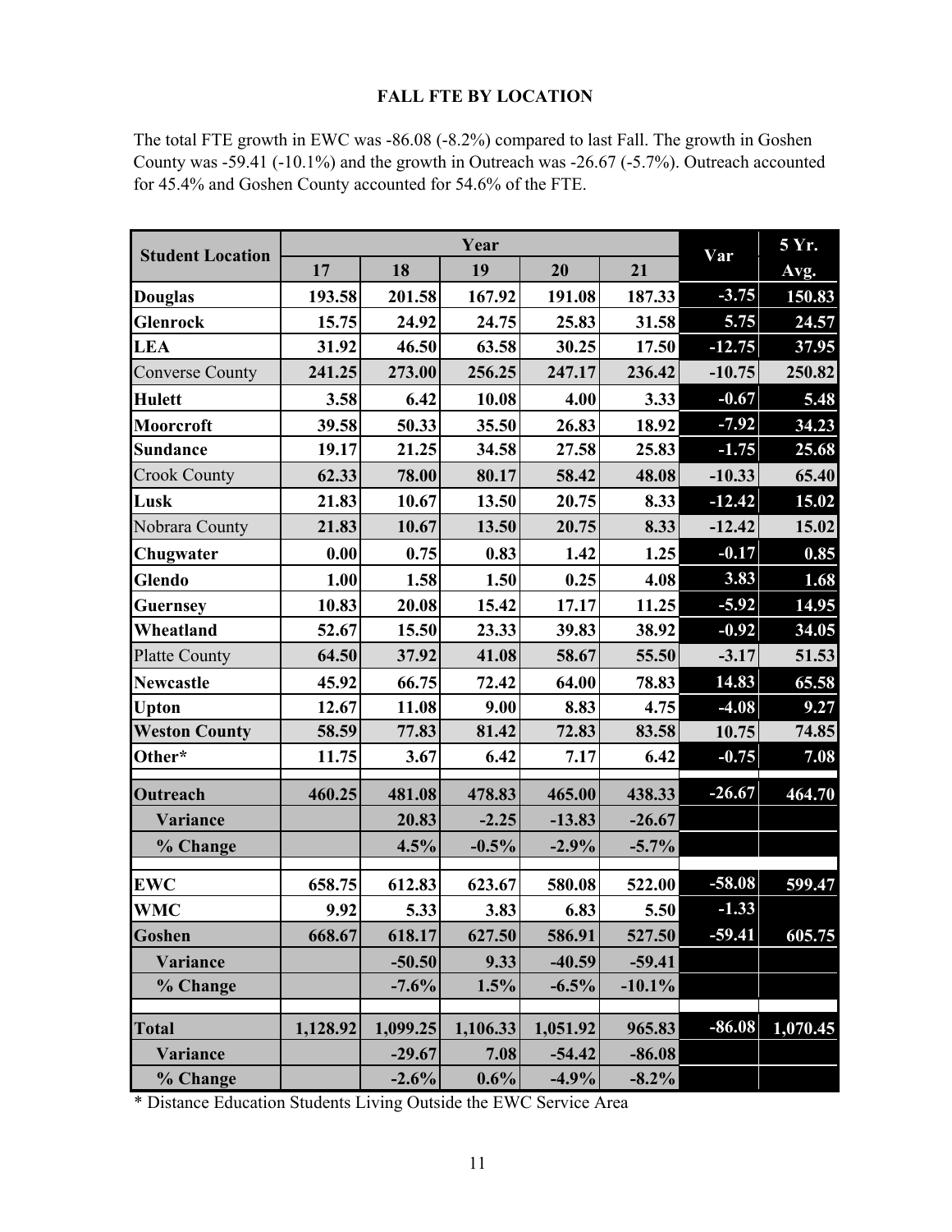**FALL FTE BY LOCATION**

The total FTE growth in EWC was -86.08 (-8.2%) compared to last Fall. The growth in Goshen County was -59.41 (-10.1%) and the growth in Outreach was -26.67 (-5.7%). Outreach accounted for 45.4% and Goshen County accounted for 54.6% of the FTE.

| Student Location | Year | | | | | Var | 5 Yr. Avg. |
|---|---|---|---|---|---|---|---|
| | 17 | 18 | 19 | 20 | 21 | | |
| **Douglas** | 193.58 | 201.58 | 167.92 | 191.08 | 187.33 | -3.75 | 150.83 |
| **Glenrock** | 15.75 | 24.92 | 24.75 | 25.83 | 31.58 | 5.75 | 24.57 |
| **LEA** | 31.92 | 46.50 | 63.58 | 30.25 | 17.50 | -12.75 | 37.95 |
| Converse County | 241.25 | 273.00 | 256.25 | 247.17 | 236.42 | -10.75 | 250.82 |
| **Hulett** | 3.58 | 6.42 | 10.08 | 4.00 | 3.33 | -0.67 | 5.48 |
| **Moorcroft** | 39.58 | 50.33 | 35.50 | 26.83 | 18.92 | -7.92 | 34.23 |
| **Sundance** | 19.17 | 21.25 | 34.58 | 27.58 | 25.83 | -1.75 | 25.68 |
| Crook County | 62.33 | 78.00 | 80.17 | 58.42 | 48.08 | -10.33 | 65.40 |
| **Lusk** | 21.83 | 10.67 | 13.50 | 20.75 | 8.33 | -12.42 | 15.02 |
| Nobrara County | 21.83 | 10.67 | 13.50 | 20.75 | 8.33 | -12.42 | 15.02 |
| **Chugwater** | 0.00 | 0.75 | 0.83 | 1.42 | 1.25 | -0.17 | 0.85 |
| **Glendo** | 1.00 | 1.58 | 1.50 | 0.25 | 4.08 | 3.83 | 1.68 |
| **Guernsey** | 10.83 | 20.08 | 15.42 | 17.17 | 11.25 | -5.92 | 14.95 |
| **Wheatland** | 52.67 | 15.50 | 23.33 | 39.83 | 38.92 | -0.92 | 34.05 |
| Platte County | 64.50 | 37.92 | 41.08 | 58.67 | 55.50 | -3.17 | 51.53 |
| **Newcastle** | 45.92 | 66.75 | 72.42 | 64.00 | 78.83 | 14.83 | 65.58 |
| **Upton** | 12.67 | 11.08 | 9.00 | 8.83 | 4.75 | -4.08 | 9.27 |
| **Weston County** | 58.59 | 77.83 | 81.42 | 72.83 | 83.58 | 10.75 | 74.85 |
| **Other*** | 11.75 | 3.67 | 6.42 | 7.17 | 6.42 | -0.75 | 7.08 |
| **Outreach** | 460.25 | 481.08 | 478.83 | 465.00 | 438.33 | -26.67 | 464.70 |
| **Variance** | | 20.83 | -2.25 | -13.83 | -26.67 | | |
| **% Change** | | 4.5% | -0.5% | -2.9% | -5.7% | | |
| **EWC** | 658.75 | 612.83 | 623.67 | 580.08 | 522.00 | -58.08 | 599.47 |
| **WMC** | 9.92 | 5.33 | 3.83 | 6.83 | 5.50 | -1.33 | |
| **Goshen** | 668.67 | 618.17 | 627.50 | 586.91 | 527.50 | -59.41 | 605.75 |
| **Variance** | | -50.50 | 9.33 | -40.59 | -59.41 | | |
| **% Change** | | -7.6% | 1.5% | -6.5% | -10.1% | | |
| **Total** | 1,128.92 | 1,099.25 | 1,106.33 | 1,051.92 | 965.83 | -86.08 | 1,070.45 |
| **Variance** | | -29.67 | 7.08 | -54.42 | -86.08 | | |
| **% Change** | | -2.6% | 0.6% | -4.9% | -8.2% | | |

* Distance Education Students Living Outside the EWC Service Area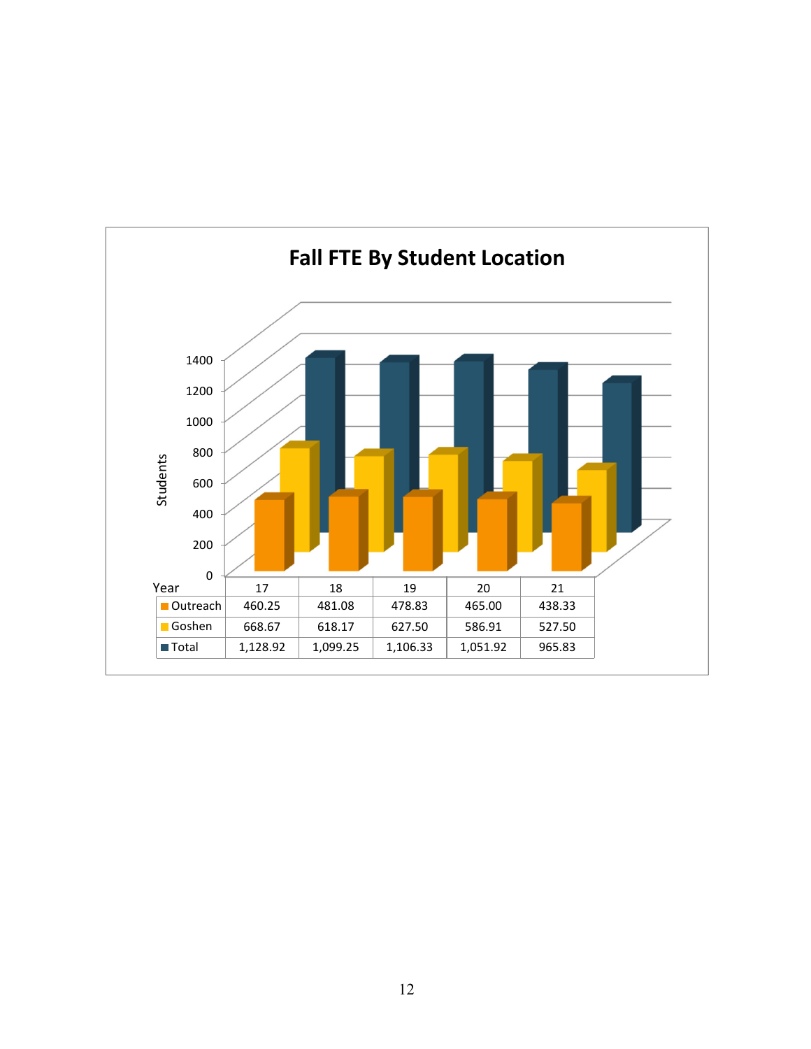## Fall FTE By Student Location

| Year | 17 | 18 | 19 | 20 | 21 |
|---|---|---|---|---|---|
| Outreach | 460.25 | 481.08 | 478.83 | 465.00 | 438.33 |
| Goshen | 668.67 | 618.17 | 627.50 | 586.91 | 527.50 |
| Total | 1,128.92 | 1,099.25 | 1,106.33 | 1,051.92 | 965.83 |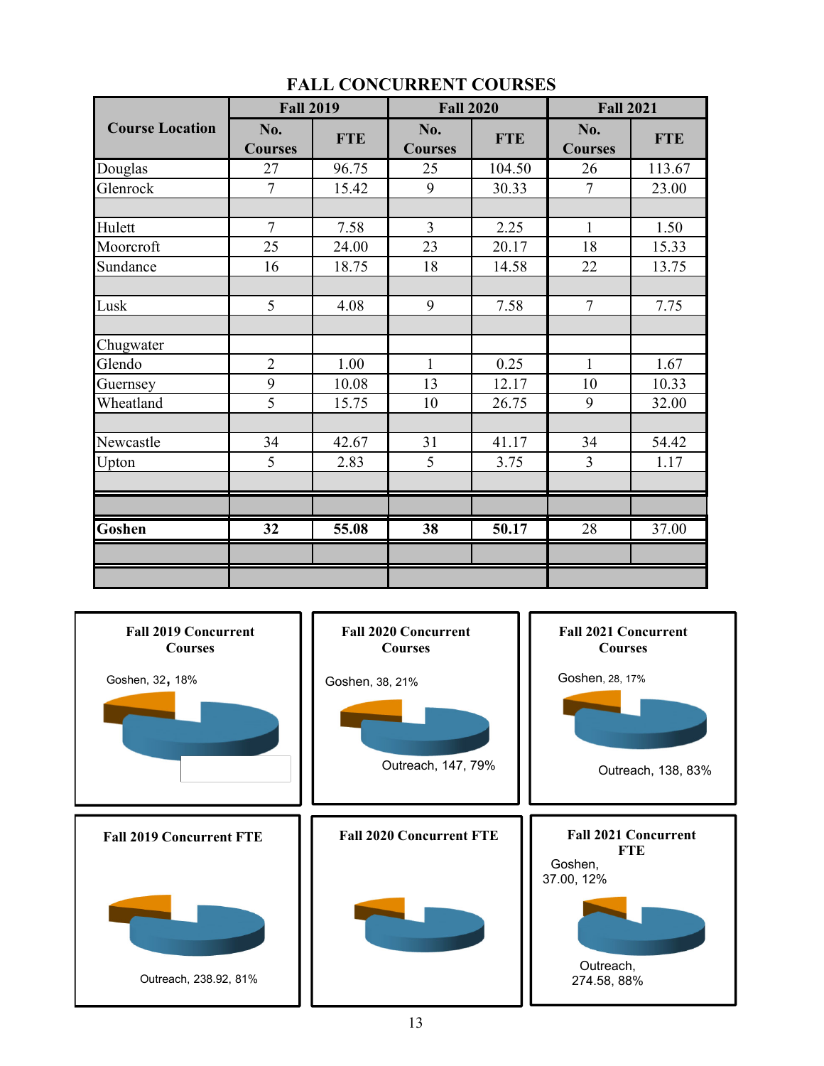# FALL CONCURRENT COURSES

| Course Location | Fall 2019 | | Fall 2020 | | Fall 2021 | |
|---|---|---|---|---|---|---|
| | No. Courses | FTE | No. Courses | FTE | No. Courses | FTE |
| Douglas | 27 | 96.75 | 25 | 104.50 | 26 | 113.67 |
| Glenrock | 7 | 15.42 | 9 | 30.33 | 7 | 23.00 |
| | | | | | | |
| Hulett | 7 | 7.58 | 3 | 2.25 | 1 | 1.50 |
| Moorcroft | 25 | 24.00 | 23 | 20.17 | 18 | 15.33 |
| Sundance | 16 | 18.75 | 18 | 14.58 | 22 | 13.75 |
| | | | | | | |
| Lusk | 5 | 4.08 | 9 | 7.58 | 7 | 7.75 |
| | | | | | | |
| Chugwater | | | | | | |
| Glendo | 2 | 1.00 | 1 | 0.25 | 1 | 1.67 |
| Guernsey | 9 | 10.08 | 13 | 12.17 | 10 | 10.33 |
| Wheatland | 5 | 15.75 | 10 | 26.75 | 9 | 32.00 |
| | | | | | | |
| Newcastle | 34 | 42.67 | 31 | 41.17 | 34 | 54.42 |
| Upton | 5 | 2.83 | 5 | 3.75 | 3 | 1.17 |
| | | | | | | |
| | | | | | | |
| **Goshen** | **32** | **55.08** | **38** | **50.17** | 28 | 37.00 |
| | | | | | | |
| | | | | | | |

**Fall 2019 Concurrent Courses**

Goshen, 32, 18%

**Fall 2020 Concurrent Courses**

Goshen, 38, 21%

Outreach, 147, 79%

**Fall 2021 Concurrent Courses**

Goshen, 28, 17%

Outreach, 138, 83%

**Fall 2019 Concurrent FTE**

Outreach, 238.92, 81%

**Fall 2020 Concurrent FTE**

**Fall 2021 Concurrent FTE**

Goshen, 37.00, 12%

Outreach, 274.58, 88%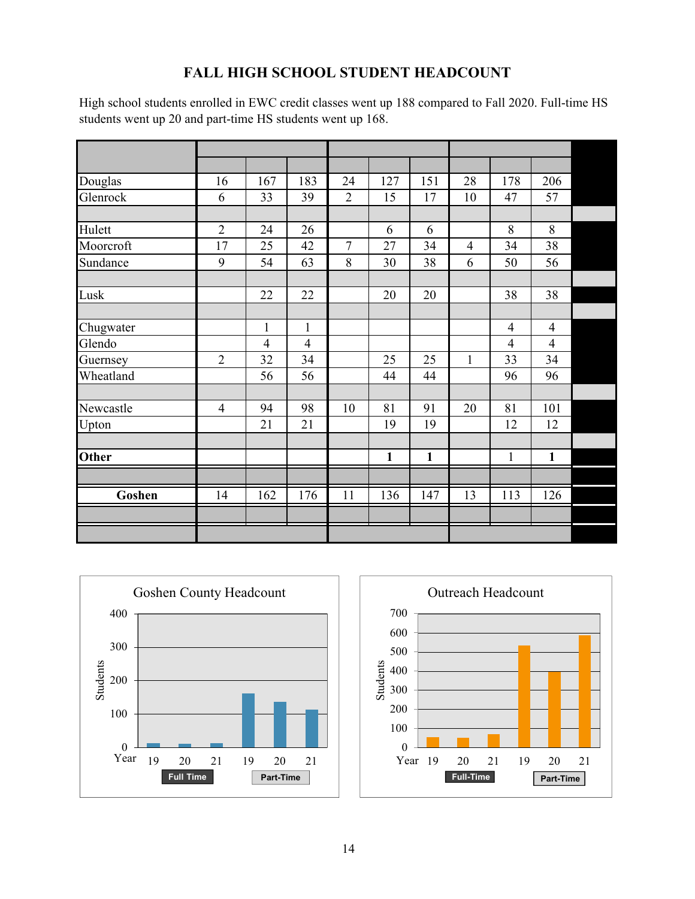# FALL HIGH SCHOOL STUDENT HEADCOUNT

High school students enrolled in EWC credit classes went up 188 compared to Fall 2020. Full-time HS students went up 20 and part-time HS students went up 168.

| | | | | | | | | | | |
|---|---|---|---|---|---|---|---|---|---|---|
| | | | | | | | | | | |
| Douglas | 16 | 167 | 183 | 24 | 127 | 151 | 28 | 178 | 206 | |
| Glenrock | 6 | 33 | 39 | 2 | 15 | 17 | 10 | 47 | 57 | |
| | | | | | | | | | | |
| Hulett | 2 | 24 | 26 | | 6 | 6 | | 8 | 8 | |
| Moorcroft | 17 | 25 | 42 | 7 | 27 | 34 | 4 | 34 | 38 | |
| Sundance | 9 | 54 | 63 | 8 | 30 | 38 | 6 | 50 | 56 | |
| | | | | | | | | | | |
| Lusk | | 22 | 22 | | 20 | 20 | | 38 | 38 | |
| | | | | | | | | | | |
| Chugwater | | 1 | 1 | | | | | 4 | 4 | |
| Glendo | | 4 | 4 | | | | | 4 | 4 | |
| Guernsey | 2 | 32 | 34 | | 25 | 25 | 1 | 33 | 34 | |
| Wheatland | | 56 | 56 | | 44 | 44 | | 96 | 96 | |
| | | | | | | | | | | |
| Newcastle | 4 | 94 | 98 | 10 | 81 | 91 | 20 | 81 | 101 | |
| Upton | | 21 | 21 | | 19 | 19 | | 12 | 12 | |
| | | | | | | | | | | |
| **Other** | | | | | **1** | **1** | | 1 | **1** | |
| | | | | | | | | | | |
| **Goshen** | 14 | 162 | 176 | 11 | 136 | 147 | 13 | 113 | 126 | |
| | | | | | | | | | | |
| | | | | | | | | | | |

**Goshen County Headcount**

| Year | Full Time 19 | Full Time 20 | Full Time 21 | Part-Time 19 | Part-Time 20 | Part-Time 21 |
|---|---|---|---|---|---|---|
| Students | 14 | 11 | 13 | 162 | 136 | 113 |

**Outreach Headcount**

| Year | Full-Time 19 | Full-Time 20 | Full-Time 21 | Part-Time 19 | Part-Time 20 | Part-Time 21 |
|---|---|---|---|---|---|---|
| Students | ~55 | ~50 | ~70 | ~535 | ~395 | ~585 |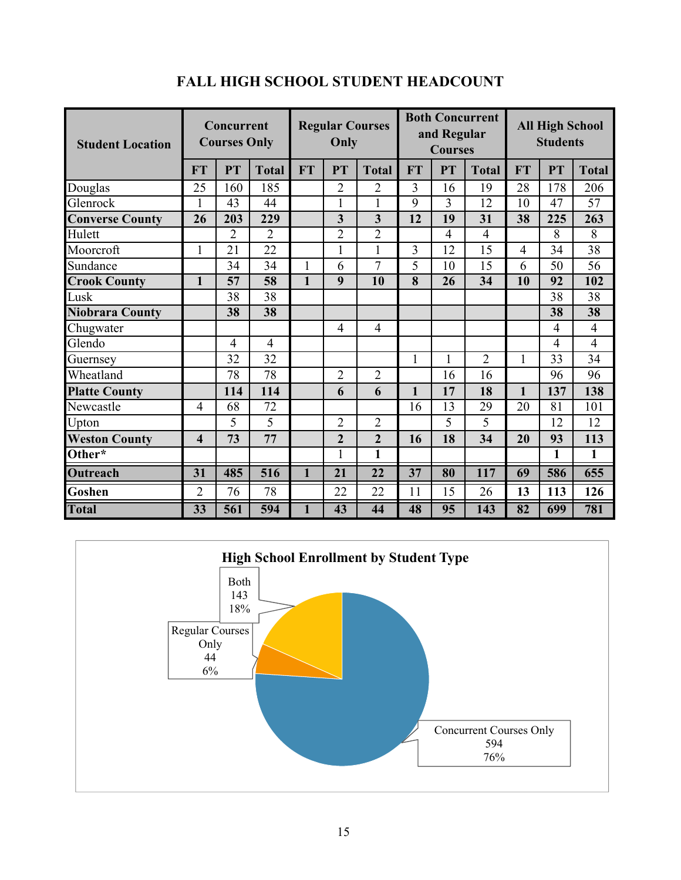# FALL HIGH SCHOOL STUDENT HEADCOUNT

| Student Location | Concurrent Courses Only | | | Regular Courses Only | | | Both Concurrent and Regular Courses | | | All High School Students | | |
|---|---|---|---|---|---|---|---|---|---|---|---|---|
| | FT | PT | Total | FT | PT | Total | FT | PT | Total | FT | PT | Total |
| Douglas | 25 | 160 | 185 | | 2 | 2 | 3 | 16 | 19 | 28 | 178 | 206 |
| Glenrock | 1 | 43 | 44 | | 1 | 1 | 9 | 3 | 12 | 10 | 47 | 57 |
| **Converse County** | **26** | **203** | **229** | | **3** | **3** | **12** | **19** | **31** | **38** | **225** | **263** |
| Hulett | | 2 | 2 | | 2 | 2 | | 4 | 4 | | 8 | 8 |
| Moorcroft | 1 | 21 | 22 | | 1 | 1 | 3 | 12 | 15 | 4 | 34 | 38 |
| Sundance | | 34 | 34 | 1 | 6 | 7 | 5 | 10 | 15 | 6 | 50 | 56 |
| **Crook County** | **1** | **57** | **58** | **1** | **9** | **10** | **8** | **26** | **34** | **10** | **92** | **102** |
| Lusk | | 38 | 38 | | | | | | | | 38 | 38 |
| **Niobrara County** | | **38** | **38** | | | | | | | | **38** | **38** |
| Chugwater | | | | | 4 | 4 | | | | | 4 | 4 |
| Glendo | | 4 | 4 | | | | | | | | 4 | 4 |
| Guernsey | | 32 | 32 | | | | 1 | 1 | 2 | 1 | 33 | 34 |
| Wheatland | | 78 | 78 | | 2 | 2 | | 16 | 16 | | 96 | 96 |
| **Platte County** | | **114** | **114** | | **6** | **6** | **1** | **17** | **18** | **1** | **137** | **138** |
| Newcastle | 4 | 68 | 72 | | | | 16 | 13 | 29 | 20 | 81 | 101 |
| Upton | | 5 | 5 | | 2 | 2 | | 5 | 5 | | 12 | 12 |
| **Weston County** | **4** | **73** | **77** | | **2** | **2** | **16** | **18** | **34** | **20** | **93** | **113** |
| **Other*** | | | | | 1 | **1** | | | | | **1** | **1** |
| **Outreach** | **31** | **485** | **516** | **1** | **21** | **22** | **37** | **80** | **117** | **69** | **586** | **655** |
| **Goshen** | 2 | 76 | 78 | | 22 | 22 | 11 | 15 | 26 | **13** | **113** | **126** |
| **Total** | **33** | **561** | **594** | **1** | **43** | **44** | **48** | **95** | **143** | **82** | **699** | **781** |

**High School Enrollment by Student Type**

| Student Type | Count | Percent |
|---|---|---|
| Concurrent Courses Only | 594 | 76% |
| Regular Courses Only | 44 | 6% |
| Both | 143 | 18% |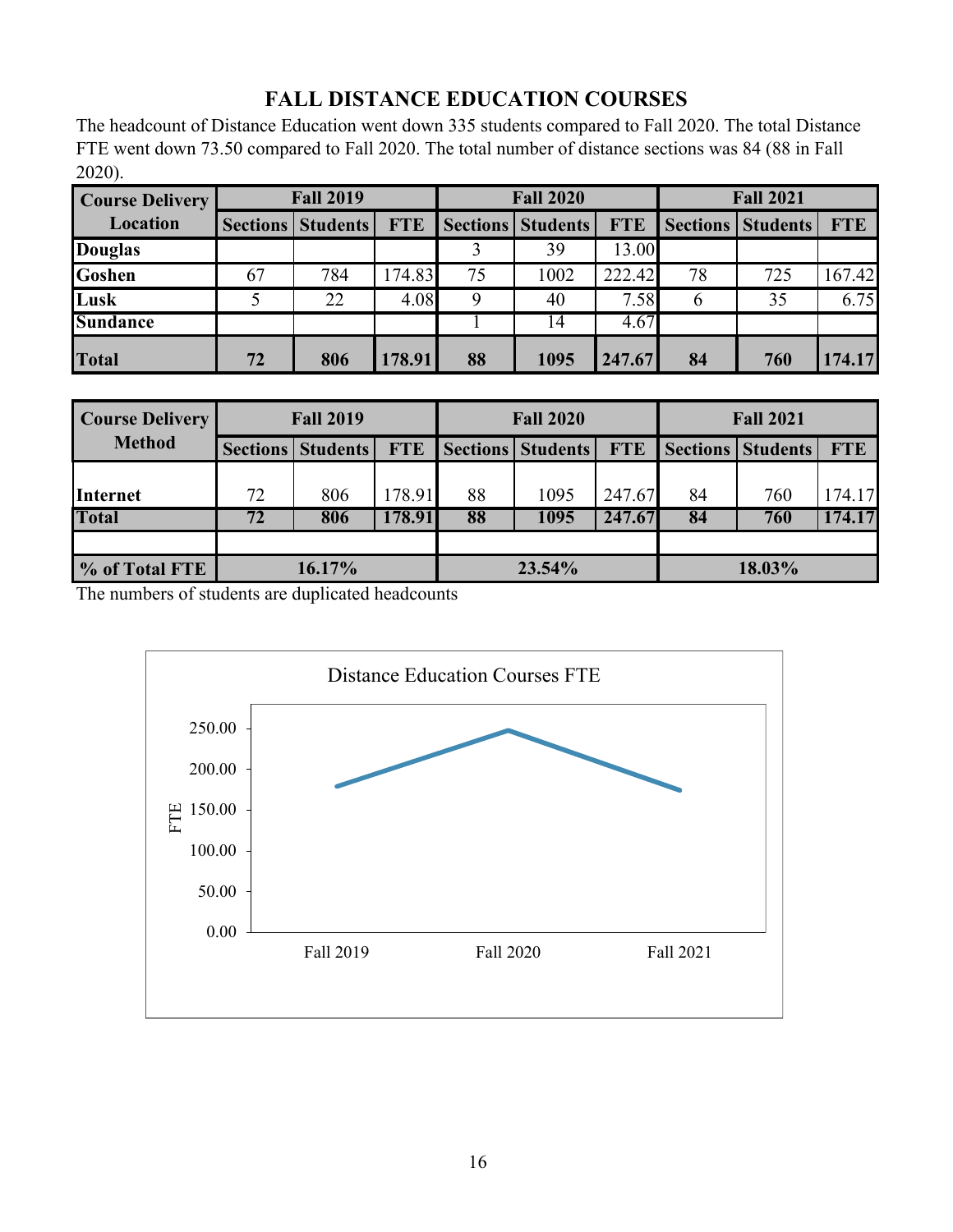# FALL DISTANCE EDUCATION COURSES

The headcount of Distance Education went down 335 students compared to Fall 2020. The total Distance FTE went down 73.50 compared to Fall 2020. The total number of distance sections was 84 (88 in Fall 2020).

| Course Delivery Location | Fall 2019 | | | Fall 2020 | | | Fall 2021 | | |
|---|---|---|---|---|---|---|---|---|---|
| | Sections | Students | FTE | Sections | Students | FTE | Sections | Students | FTE |
| **Douglas** | | | | 3 | 39 | 13.00 | | | |
| **Goshen** | 67 | 784 | 174.83 | 75 | 1002 | 222.42 | 78 | 725 | 167.42 |
| **Lusk** | 5 | 22 | 4.08 | 9 | 40 | 7.58 | 6 | 35 | 6.75 |
| **Sundance** | | | | 1 | 14 | 4.67 | | | |
| **Total** | **72** | **806** | **178.91** | **88** | **1095** | **247.67** | **84** | **760** | **174.17** |

| Course Delivery Method | Fall 2019 | | | Fall 2020 | | | Fall 2021 | | |
|---|---|---|---|---|---|---|---|---|---|
| | Sections | Students | FTE | Sections | Students | FTE | Sections | Students | FTE |
| **Internet** | 72 | 806 | 178.91 | 88 | 1095 | 247.67 | 84 | 760 | 174.17 |
| **Total** | **72** | **806** | **178.91** | **88** | **1095** | **247.67** | **84** | **760** | **174.17** |
| | | | | | | | | | |
| **% of Total FTE** | **16.17%** | | | **23.54%** | | | **18.03%** | | |

The numbers of students are duplicated headcounts

Distance Education Courses FTE

| | Fall 2019 | Fall 2020 | Fall 2021 |
|---|---|---|---|
| FTE | 178.91 | 247.67 | 174.17 |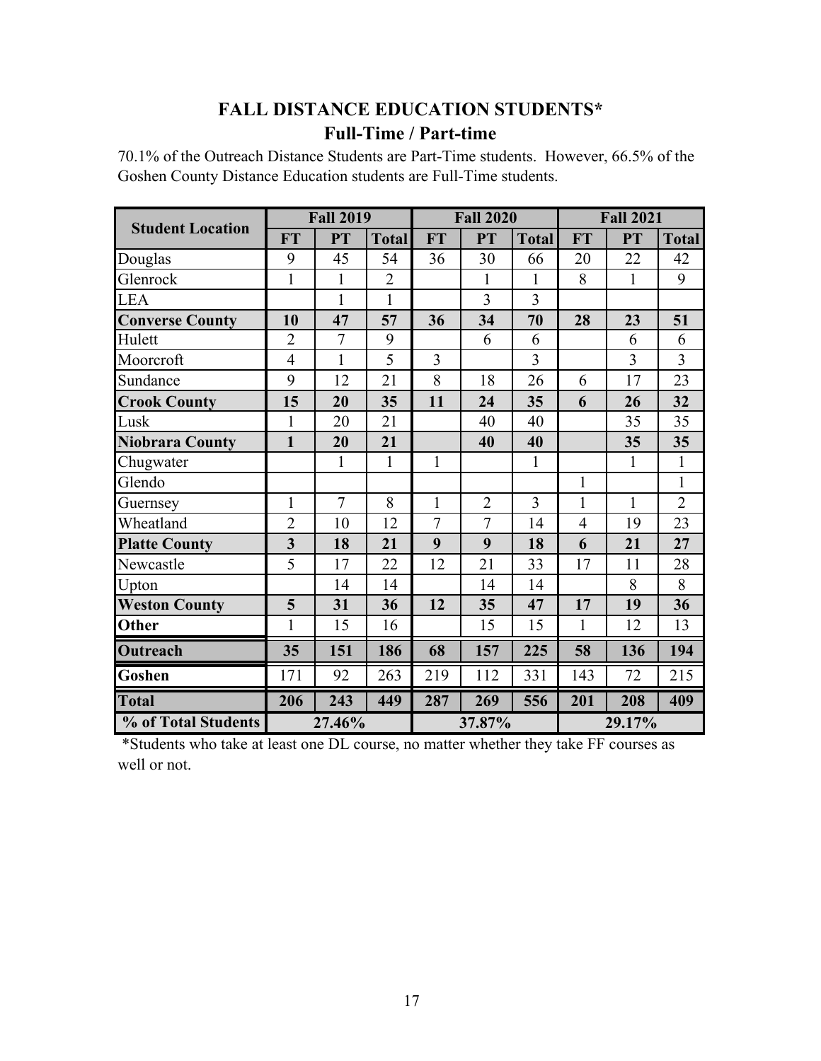## FALL DISTANCE EDUCATION STUDENTS*

### Full-Time / Part-time

70.1% of the Outreach Distance Students are Part-Time students. However, 66.5% of the Goshen County Distance Education students are Full-Time students.

| Student Location | Fall 2019 | | | Fall 2020 | | | Fall 2021 | | |
|---|---|---|---|---|---|---|---|---|---|
| | FT | PT | Total | FT | PT | Total | FT | PT | Total |
| Douglas | 9 | 45 | 54 | 36 | 30 | 66 | 20 | 22 | 42 |
| Glenrock | 1 | 1 | 2 | | 1 | 1 | 8 | 1 | 9 |
| LEA | | 1 | 1 | | 3 | 3 | | | |
| **Converse County** | **10** | **47** | **57** | **36** | **34** | **70** | **28** | **23** | **51** |
| Hulett | 2 | 7 | 9 | | 6 | 6 | | 6 | 6 |
| Moorcroft | 4 | 1 | 5 | 3 | | 3 | | 3 | 3 |
| Sundance | 9 | 12 | 21 | 8 | 18 | 26 | 6 | 17 | 23 |
| **Crook County** | **15** | **20** | **35** | **11** | **24** | **35** | **6** | **26** | **32** |
| Lusk | 1 | 20 | 21 | | 40 | 40 | | 35 | 35 |
| **Niobrara County** | **1** | **20** | **21** | | **40** | **40** | | **35** | **35** |
| Chugwater | | 1 | 1 | 1 | | 1 | | 1 | 1 |
| Glendo | | | | | | | 1 | | 1 |
| Guernsey | 1 | 7 | 8 | 1 | 2 | 3 | 1 | 1 | 2 |
| Wheatland | 2 | 10 | 12 | 7 | 7 | 14 | 4 | 19 | 23 |
| **Platte County** | **3** | **18** | **21** | **9** | **9** | **18** | **6** | **21** | **27** |
| Newcastle | 5 | 17 | 22 | 12 | 21 | 33 | 17 | 11 | 28 |
| Upton | | 14 | 14 | | 14 | 14 | | 8 | 8 |
| **Weston County** | **5** | **31** | **36** | **12** | **35** | **47** | **17** | **19** | **36** |
| **Other** | 1 | 15 | 16 | | 15 | 15 | 1 | 12 | 13 |
| **Outreach** | **35** | **151** | **186** | **68** | **157** | **225** | **58** | **136** | **194** |
| **Goshen** | 171 | 92 | 263 | 219 | 112 | 331 | 143 | 72 | 215 |
| **Total** | **206** | **243** | **449** | **287** | **269** | **556** | **201** | **208** | **409** |
| **% of Total Students** | **27.46%** | | | **37.87%** | | | **29.17%** | | |

*Students who take at least one DL course, no matter whether they take FF courses as well or not.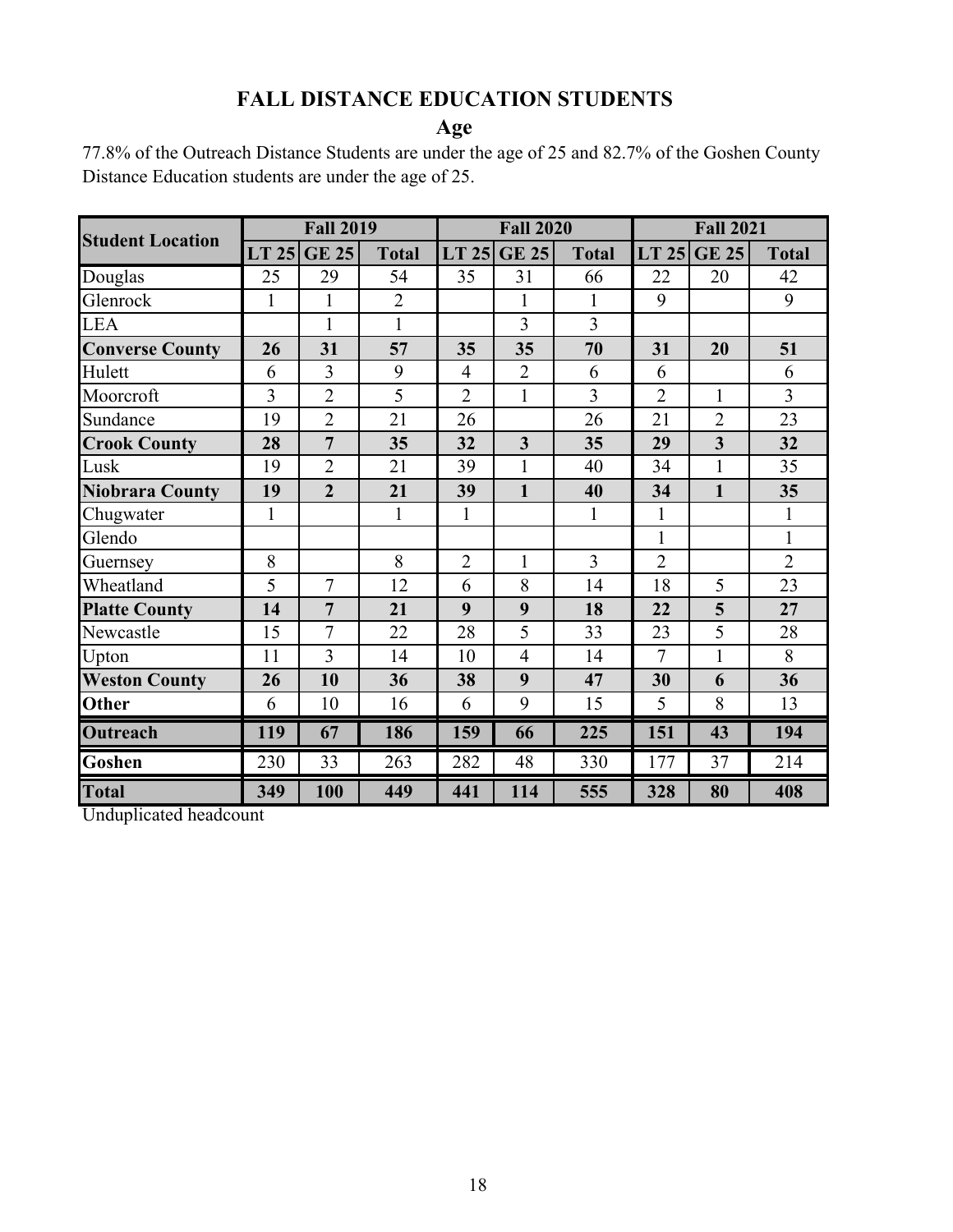# FALL DISTANCE EDUCATION STUDENTS

## Age

77.8% of the Outreach Distance Students are under the age of 25 and 82.7% of the Goshen County Distance Education students are under the age of 25.

| Student Location | Fall 2019 | | | Fall 2020 | | | Fall 2021 | | |
|---|---|---|---|---|---|---|---|---|---|
| | LT 25 | GE 25 | Total | LT 25 | GE 25 | Total | LT 25 | GE 25 | Total |
| Douglas | 25 | 29 | 54 | 35 | 31 | 66 | 22 | 20 | 42 |
| Glenrock | 1 | 1 | 2 | | 1 | 1 | 9 | | 9 |
| LEA | | 1 | 1 | | 3 | 3 | | | |
| **Converse County** | **26** | **31** | **57** | **35** | **35** | **70** | **31** | **20** | **51** |
| Hulett | 6 | 3 | 9 | 4 | 2 | 6 | 6 | | 6 |
| Moorcroft | 3 | 2 | 5 | 2 | 1 | 3 | 2 | 1 | 3 |
| Sundance | 19 | 2 | 21 | 26 | | 26 | 21 | 2 | 23 |
| **Crook County** | **28** | **7** | **35** | **32** | **3** | **35** | **29** | **3** | **32** |
| Lusk | 19 | 2 | 21 | 39 | 1 | 40 | 34 | 1 | 35 |
| **Niobrara County** | **19** | **2** | **21** | **39** | **1** | **40** | **34** | **1** | **35** |
| Chugwater | 1 | | 1 | 1 | | 1 | 1 | | 1 |
| Glendo | | | | | | | 1 | | 1 |
| Guernsey | 8 | | 8 | 2 | 1 | 3 | 2 | | 2 |
| Wheatland | 5 | 7 | 12 | 6 | 8 | 14 | 18 | 5 | 23 |
| **Platte County** | **14** | **7** | **21** | **9** | **9** | **18** | **22** | **5** | **27** |
| Newcastle | 15 | 7 | 22 | 28 | 5 | 33 | 23 | 5 | 28 |
| Upton | 11 | 3 | 14 | 10 | 4 | 14 | 7 | 1 | 8 |
| **Weston County** | **26** | **10** | **36** | **38** | **9** | **47** | **30** | **6** | **36** |
| **Other** | 6 | 10 | 16 | 6 | 9 | 15 | 5 | 8 | 13 |
| **Outreach** | **119** | **67** | **186** | **159** | **66** | **225** | **151** | **43** | **194** |
| **Goshen** | 230 | 33 | 263 | 282 | 48 | 330 | 177 | 37 | 214 |
| **Total** | **349** | **100** | **449** | **441** | **114** | **555** | **328** | **80** | **408** |

Unduplicated headcount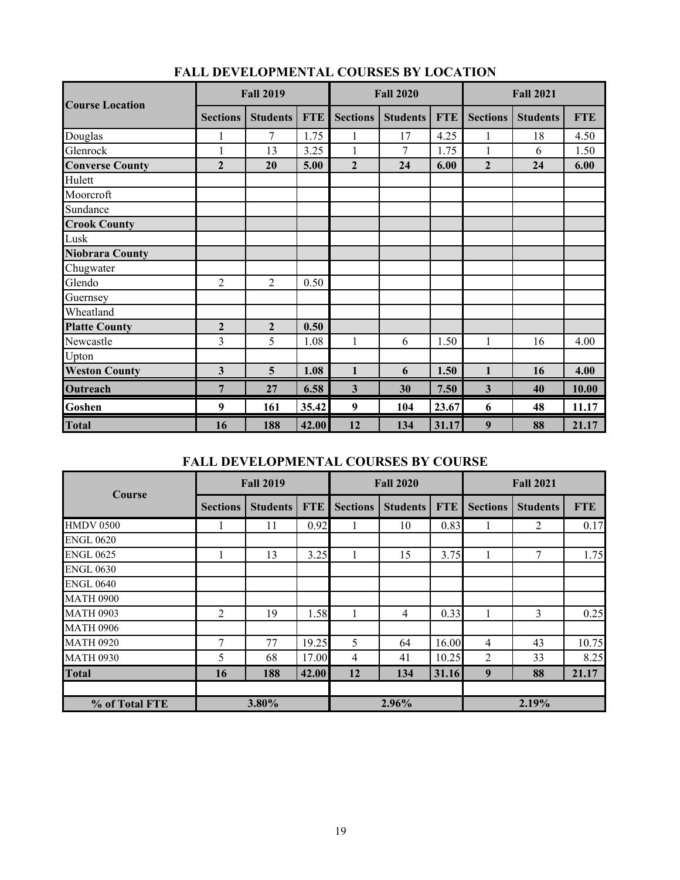## FALL DEVELOPMENTAL COURSES BY LOCATION

| Course Location | Fall 2019 | | | Fall 2020 | | | Fall 2021 | | |
|---|---|---|---|---|---|---|---|---|---|
| | Sections | Students | FTE | Sections | Students | FTE | Sections | Students | FTE |
| Douglas | 1 | 7 | 1.75 | 1 | 17 | 4.25 | 1 | 18 | 4.50 |
| Glenrock | 1 | 13 | 3.25 | 1 | 7 | 1.75 | 1 | 6 | 1.50 |
| **Converse County** | **2** | **20** | **5.00** | **2** | **24** | **6.00** | **2** | **24** | **6.00** |
| Hulett | | | | | | | | | |
| Moorcroft | | | | | | | | | |
| Sundance | | | | | | | | | |
| **Crook County** | | | | | | | | | |
| Lusk | | | | | | | | | |
| **Niobrara County** | | | | | | | | | |
| Chugwater | | | | | | | | | |
| Glendo | 2 | 2 | 0.50 | | | | | | |
| Guernsey | | | | | | | | | |
| Wheatland | | | | | | | | | |
| **Platte County** | **2** | **2** | **0.50** | | | | | | |
| Newcastle | 3 | 5 | 1.08 | 1 | 6 | 1.50 | 1 | 16 | 4.00 |
| Upton | | | | | | | | | |
| **Weston County** | **3** | **5** | **1.08** | **1** | **6** | **1.50** | **1** | **16** | **4.00** |
| **Outreach** | **7** | **27** | **6.58** | **3** | **30** | **7.50** | **3** | **40** | **10.00** |
| **Goshen** | **9** | **161** | **35.42** | **9** | **104** | **23.67** | **6** | **48** | **11.17** |
| **Total** | **16** | **188** | **42.00** | **12** | **134** | **31.17** | **9** | **88** | **21.17** |

## FALL DEVELOPMENTAL COURSES BY COURSE

| Course | Fall 2019 | | | Fall 2020 | | | Fall 2021 | | |
|---|---|---|---|---|---|---|---|---|---|
| | Sections | Students | FTE | Sections | Students | FTE | Sections | Students | FTE |
| HMDV 0500 | 1 | 11 | 0.92 | 1 | 10 | 0.83 | 1 | 2 | 0.17 |
| ENGL 0620 | | | | | | | | | |
| ENGL 0625 | 1 | 13 | 3.25 | 1 | 15 | 3.75 | 1 | 7 | 1.75 |
| ENGL 0630 | | | | | | | | | |
| ENGL 0640 | | | | | | | | | |
| MATH 0900 | | | | | | | | | |
| MATH 0903 | 2 | 19 | 1.58 | 1 | 4 | 0.33 | 1 | 3 | 0.25 |
| MATH 0906 | | | | | | | | | |
| MATH 0920 | 7 | 77 | 19.25 | 5 | 64 | 16.00 | 4 | 43 | 10.75 |
| MATH 0930 | 5 | 68 | 17.00 | 4 | 41 | 10.25 | 2 | 33 | 8.25 |
| **Total** | **16** | **188** | **42.00** | **12** | **134** | **31.16** | **9** | **88** | **21.17** |
| | | | | | | | | | |
| **% of Total FTE** | **3.80%** | | | **2.96%** | | | **2.19%** | | |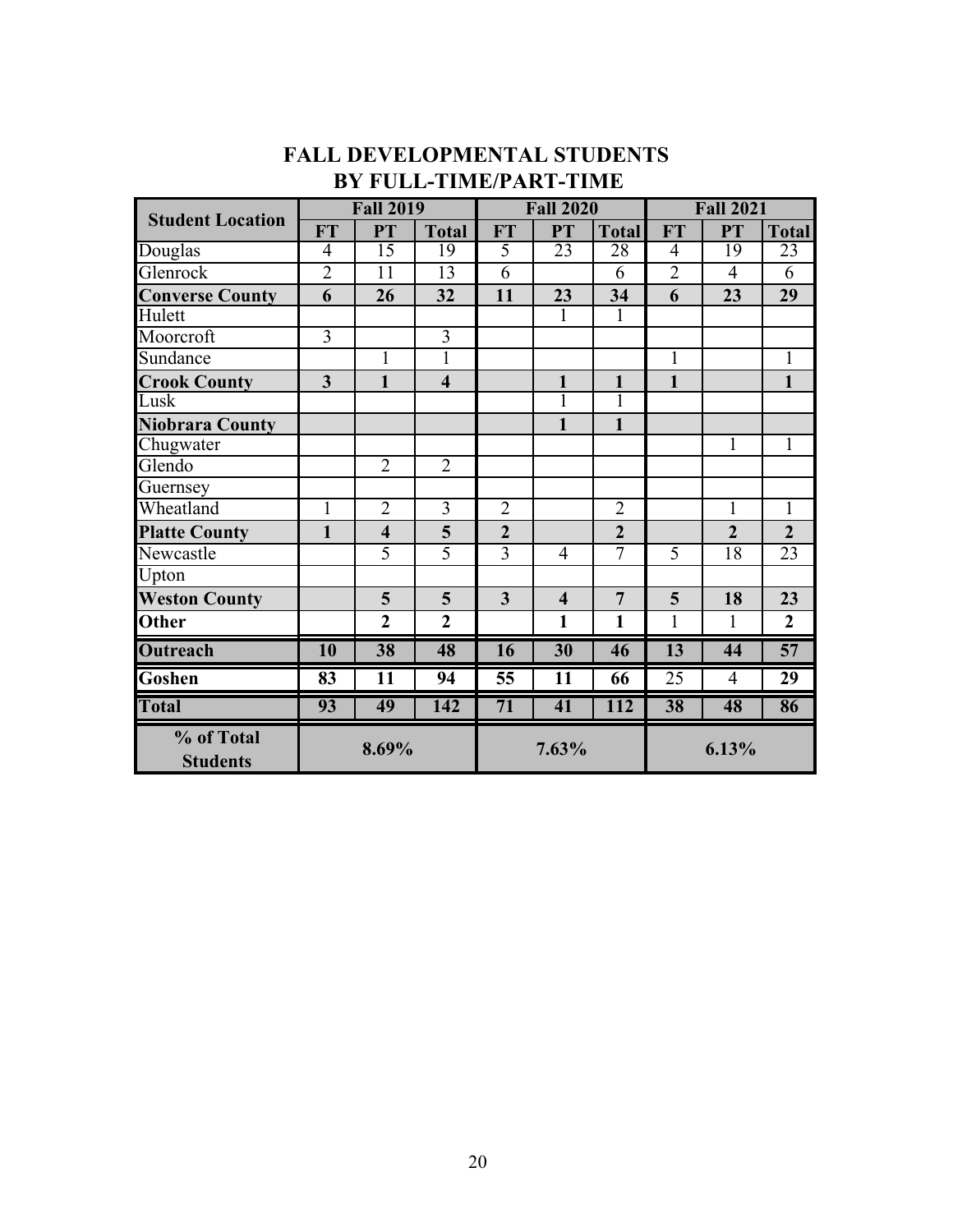## FALL DEVELOPMENTAL STUDENTS BY FULL-TIME/PART-TIME

| Student Location | Fall 2019 | | | Fall 2020 | | | Fall 2021 | | |
|---|---|---|---|---|---|---|---|---|---|
| | FT | PT | Total | FT | PT | Total | FT | PT | Total |
| Douglas | 4 | 15 | 19 | 5 | 23 | 28 | 4 | 19 | 23 |
| Glenrock | 2 | 11 | 13 | 6 | | 6 | 2 | 4 | 6 |
| **Converse County** | **6** | **26** | **32** | **11** | **23** | **34** | **6** | **23** | **29** |
| Hulett | | | | | 1 | 1 | | | |
| Moorcroft | 3 | | 3 | | | | | | |
| Sundance | | 1 | 1 | | | | 1 | | 1 |
| **Crook County** | **3** | **1** | **4** | | **1** | **1** | **1** | | **1** |
| Lusk | | | | | 1 | 1 | | | |
| **Niobrara County** | | | | | **1** | **1** | | | |
| Chugwater | | | | | | | | 1 | 1 |
| Glendo | | 2 | 2 | | | | | | |
| Guernsey | | | | | | | | | |
| Wheatland | 1 | 2 | 3 | 2 | | 2 | | 1 | 1 |
| **Platte County** | **1** | **4** | **5** | **2** | | **2** | | **2** | **2** |
| Newcastle | | 5 | 5 | 3 | 4 | 7 | 5 | 18 | 23 |
| Upton | | | | | | | | | |
| **Weston County** | | **5** | **5** | **3** | **4** | **7** | **5** | **18** | **23** |
| **Other** | | **2** | **2** | | **1** | **1** | 1 | 1 | **2** |
| **Outreach** | **10** | **38** | **48** | **16** | **30** | **46** | **13** | **44** | **57** |
| **Goshen** | **83** | **11** | **94** | **55** | **11** | **66** | 25 | 4 | **29** |
| **Total** | **93** | **49** | **142** | **71** | **41** | **112** | **38** | **48** | **86** |
| **% of Total Students** | **8.69%** | | | **7.63%** | | | **6.13%** | | |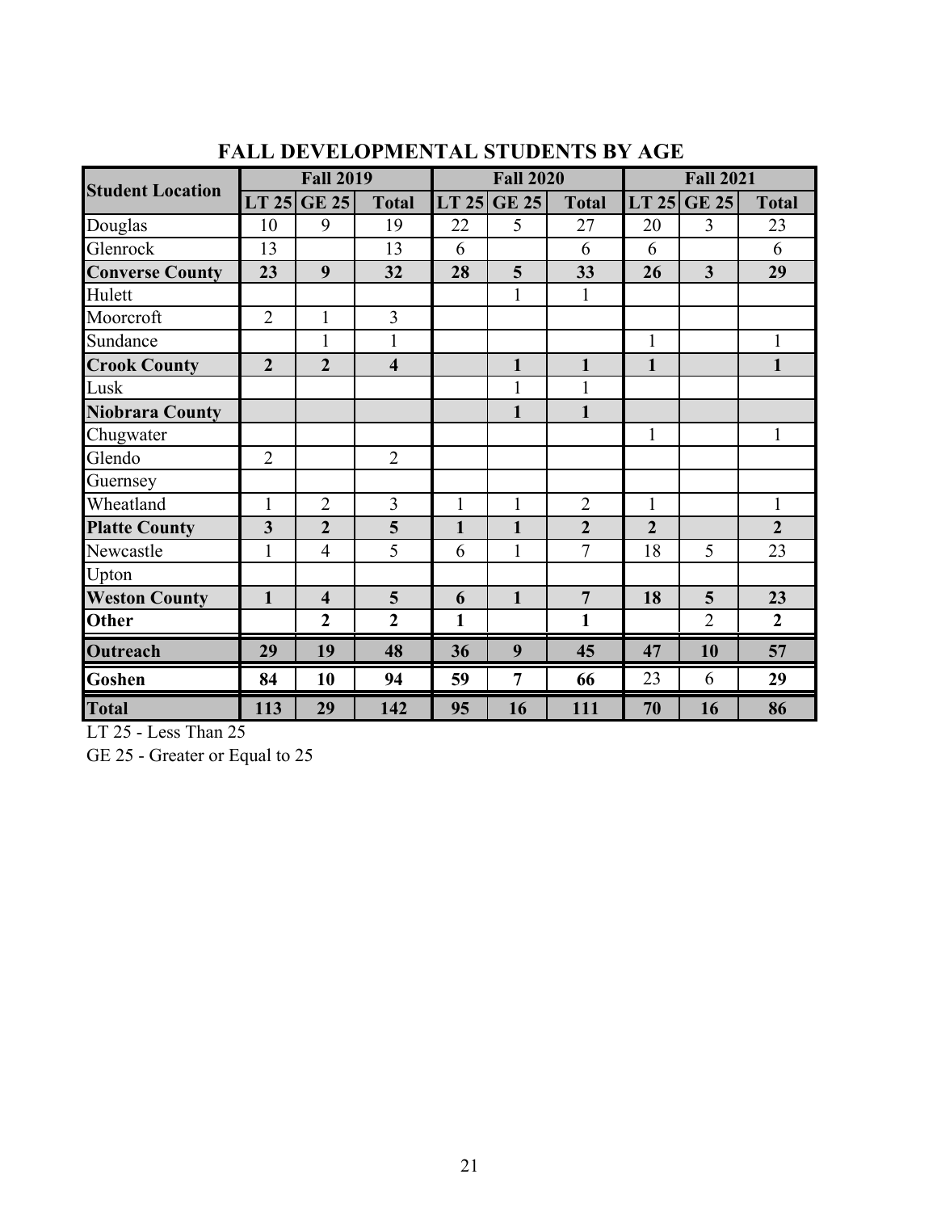## FALL DEVELOPMENTAL STUDENTS BY AGE

| Student Location | Fall 2019 | | | Fall 2020 | | | Fall 2021 | | |
|---|---|---|---|---|---|---|---|---|---|
| | LT 25 | GE 25 | Total | LT 25 | GE 25 | Total | LT 25 | GE 25 | Total |
| Douglas | 10 | 9 | 19 | 22 | 5 | 27 | 20 | 3 | 23 |
| Glenrock | 13 | | 13 | 6 | | 6 | 6 | | 6 |
| **Converse County** | **23** | **9** | **32** | **28** | **5** | **33** | **26** | **3** | **29** |
| Hulett | | | | | 1 | 1 | | | |
| Moorcroft | 2 | 1 | 3 | | | | | | |
| Sundance | | 1 | 1 | | | | 1 | | 1 |
| **Crook County** | **2** | **2** | **4** | | **1** | **1** | **1** | | **1** |
| Lusk | | | | | 1 | 1 | | | |
| **Niobrara County** | | | | | **1** | **1** | | | |
| Chugwater | | | | | | | 1 | | 1 |
| Glendo | 2 | | 2 | | | | | | |
| Guernsey | | | | | | | | | |
| Wheatland | 1 | 2 | 3 | 1 | 1 | 2 | 1 | | 1 |
| **Platte County** | **3** | **2** | **5** | **1** | **1** | **2** | **2** | | **2** |
| Newcastle | 1 | 4 | 5 | 6 | 1 | 7 | 18 | 5 | 23 |
| Upton | | | | | | | | | |
| **Weston County** | **1** | **4** | **5** | **6** | **1** | **7** | **18** | **5** | **23** |
| **Other** | | **2** | **2** | **1** | | **1** | | 2 | **2** |
| **Outreach** | **29** | **19** | **48** | **36** | **9** | **45** | **47** | **10** | **57** |
| **Goshen** | **84** | **10** | **94** | **59** | **7** | **66** | 23 | 6 | **29** |
| **Total** | **113** | **29** | **142** | **95** | **16** | **111** | **70** | **16** | **86** |

LT 25 - Less Than 25

GE 25 - Greater or Equal to 25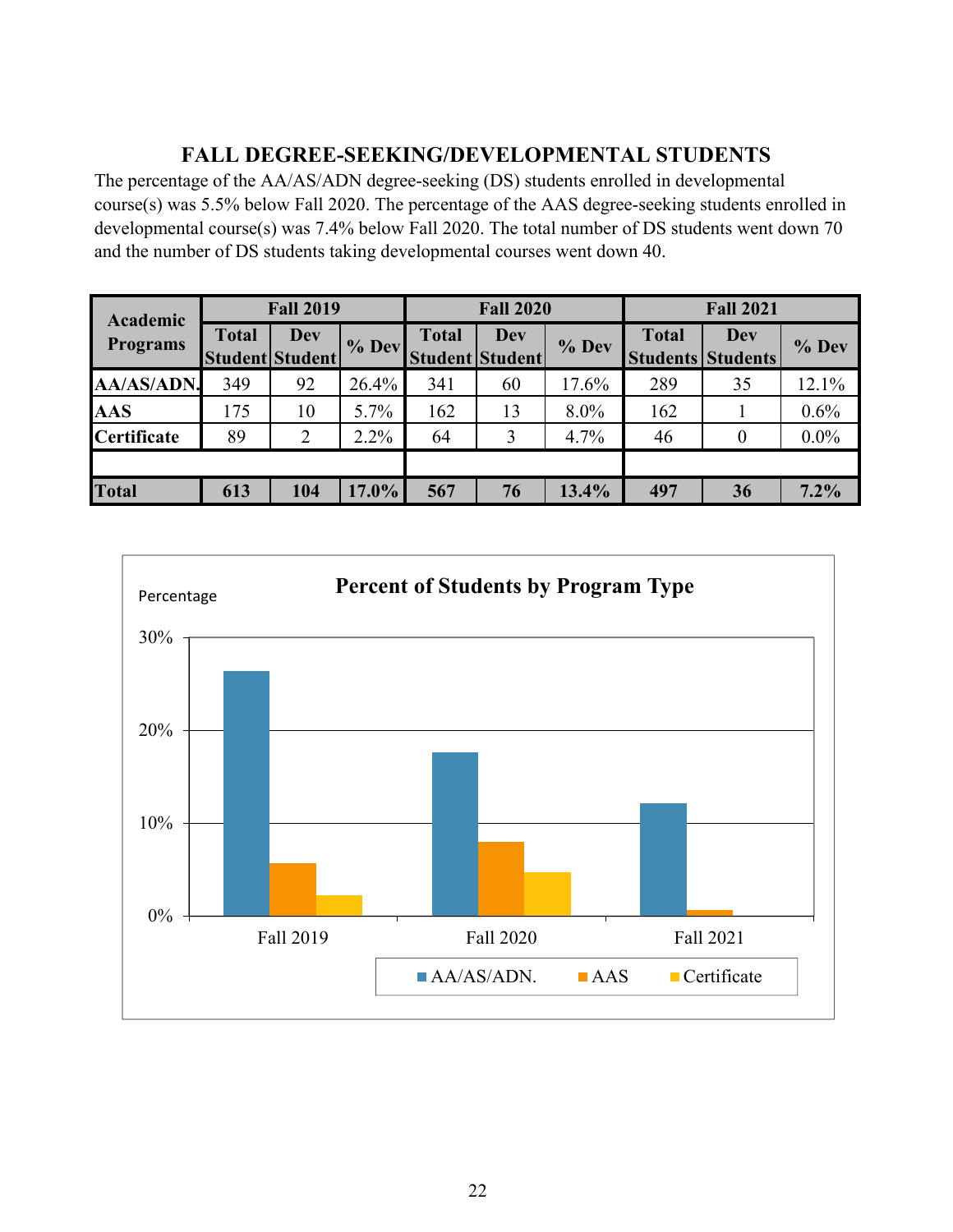# FALL DEGREE-SEEKING/DEVELOPMENTAL STUDENTS

The percentage of the AA/AS/ADN degree-seeking (DS) students enrolled in developmental course(s) was 5.5% below Fall 2020. The percentage of the AAS degree-seeking students enrolled in developmental course(s) was 7.4% below Fall 2020. The total number of DS students went down 70 and the number of DS students taking developmental courses went down 40.

| Academic Programs | Fall 2019 | | | Fall 2020 | | | Fall 2021 | | |
|---|---|---|---|---|---|---|---|---|---|
| | Total Student | Dev Student | % Dev | Total Student | Dev Student | % Dev | Total Students | Dev Students | % Dev |
| **AA/AS/ADN.** | 349 | 92 | 26.4% | 341 | 60 | 17.6% | 289 | 35 | 12.1% |
| **AAS** | 175 | 10 | 5.7% | 162 | 13 | 8.0% | 162 | 1 | 0.6% |
| **Certificate** | 89 | 2 | 2.2% | 64 | 3 | 4.7% | 46 | 0 | 0.0% |
| | | | | | | | | | |
| **Total** | **613** | **104** | **17.0%** | **567** | **76** | **13.4%** | **497** | **36** | **7.2%** |

**Percent of Students by Program Type**

Percentage

30%

20%

10%

0%

Fall 2019 Fall 2020 Fall 2021

AA/AS/ADN. AAS Certificate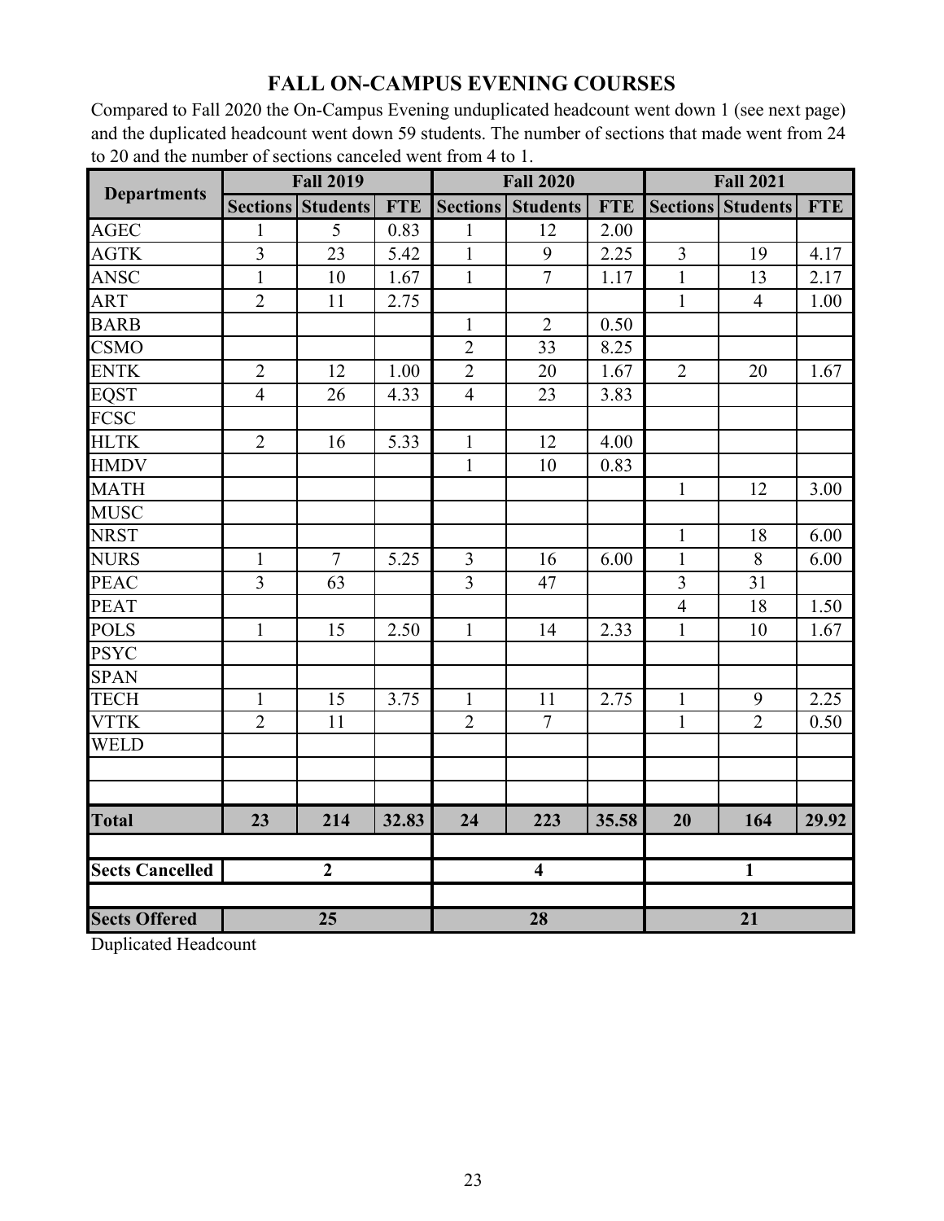# FALL ON-CAMPUS EVENING COURSES

Compared to Fall 2020 the On-Campus Evening unduplicated headcount went down 1 (see next page) and the duplicated headcount went down 59 students. The number of sections that made went from 24 to 20 and the number of sections canceled went from 4 to 1.

| Departments | Fall 2019 | | | Fall 2020 | | | Fall 2021 | | |
|---|---|---|---|---|---|---|---|---|---|
| | Sections | Students | FTE | Sections | Students | FTE | Sections | Students | FTE |
| AGEC | 1 | 5 | 0.83 | 1 | 12 | 2.00 | | | |
| AGTK | 3 | 23 | 5.42 | 1 | 9 | 2.25 | 3 | 19 | 4.17 |
| ANSC | 1 | 10 | 1.67 | 1 | 7 | 1.17 | 1 | 13 | 2.17 |
| ART | 2 | 11 | 2.75 | | | | 1 | 4 | 1.00 |
| BARB | | | | 1 | 2 | 0.50 | | | |
| CSMO | | | | 2 | 33 | 8.25 | | | |
| ENTK | 2 | 12 | 1.00 | 2 | 20 | 1.67 | 2 | 20 | 1.67 |
| EQST | 4 | 26 | 4.33 | 4 | 23 | 3.83 | | | |
| FCSC | | | | | | | | | |
| HLTK | 2 | 16 | 5.33 | 1 | 12 | 4.00 | | | |
| HMDV | | | | 1 | 10 | 0.83 | | | |
| MATH | | | | | | | 1 | 12 | 3.00 |
| MUSC | | | | | | | | | |
| NRST | | | | | | | 1 | 18 | 6.00 |
| NURS | 1 | 7 | 5.25 | 3 | 16 | 6.00 | 1 | 8 | 6.00 |
| PEAC | 3 | 63 | | 3 | 47 | | 3 | 31 | |
| PEAT | | | | | | | 4 | 18 | 1.50 |
| POLS | 1 | 15 | 2.50 | 1 | 14 | 2.33 | 1 | 10 | 1.67 |
| PSYC | | | | | | | | | |
| SPAN | | | | | | | | | |
| TECH | 1 | 15 | 3.75 | 1 | 11 | 2.75 | 1 | 9 | 2.25 |
| VTTK | 2 | 11 | | 2 | 7 | | 1 | 2 | 0.50 |
| WELD | | | | | | | | | |
| | | | | | | | | | |
| | | | | | | | | | |
| **Total** | **23** | **214** | **32.83** | **24** | **223** | **35.58** | **20** | **164** | **29.92** |
| | | | | | | | | | |
| **Sects Cancelled** | **2** | | | **4** | | | **1** | | |
| | | | | | | | | | |
| **Sects Offered** | **25** | | | **28** | | | **21** | | |

Duplicated Headcount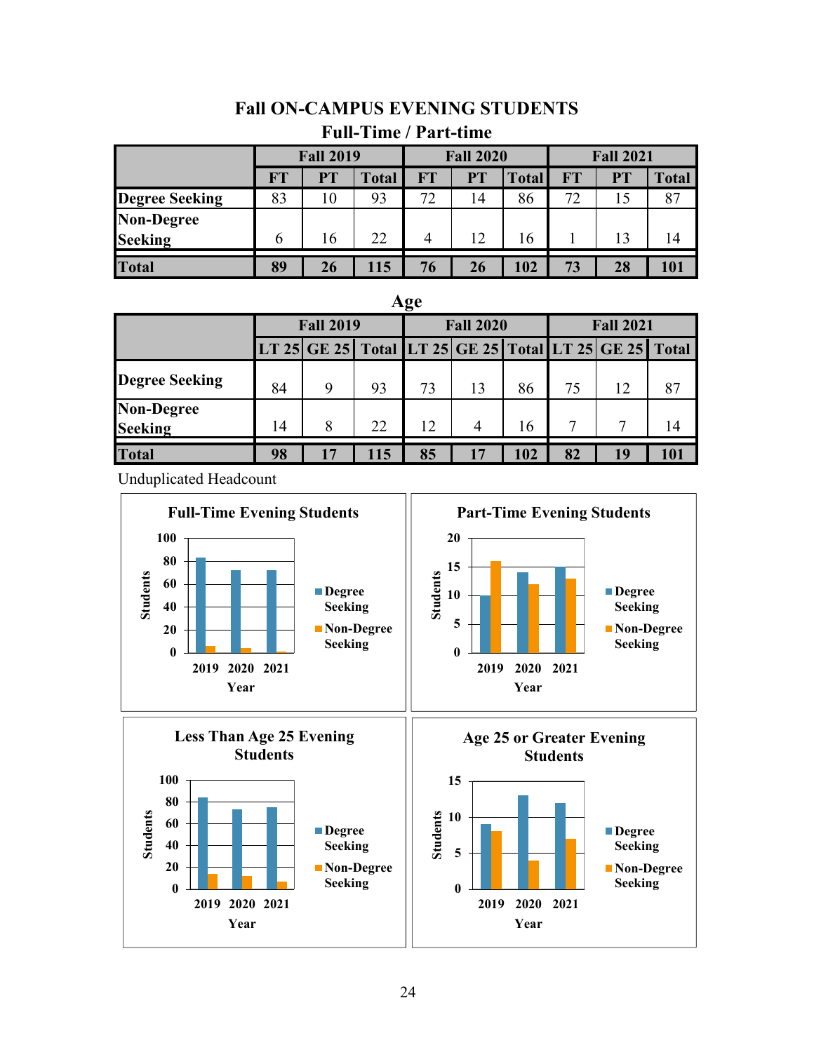# Fall ON-CAMPUS EVENING STUDENTS

## Full-Time / Part-time

| | Fall 2019 | | | Fall 2020 | | | Fall 2021 | | |
|---|---|---|---|---|---|---|---|---|---|
| | FT | PT | Total | FT | PT | Total | FT | PT | Total |
| Degree Seeking | 83 | 10 | 93 | 72 | 14 | 86 | 72 | 15 | 87 |
| Non-Degree Seeking | 6 | 16 | 22 | 4 | 12 | 16 | 1 | 13 | 14 |
| **Total** | **89** | **26** | **115** | **76** | **26** | **102** | **73** | **28** | **101** |

## Age

| | Fall 2019 | | | Fall 2020 | | | Fall 2021 | | |
|---|---|---|---|---|---|---|---|---|---|
| | LT 25 | GE 25 | Total | LT 25 | GE 25 | Total | LT 25 | GE 25 | Total |
| Degree Seeking | 84 | 9 | 93 | 73 | 13 | 86 | 75 | 12 | 87 |
| Non-Degree Seeking | 14 | 8 | 22 | 12 | 4 | 16 | 7 | 7 | 14 |
| **Total** | **98** | **17** | **115** | **85** | **17** | **102** | **82** | **19** | **101** |

Unduplicated Headcount

**Full-Time Evening Students**

**Part-Time Evening Students**

**Less Than Age 25 Evening Students**

**Age 25 or Greater Evening Students**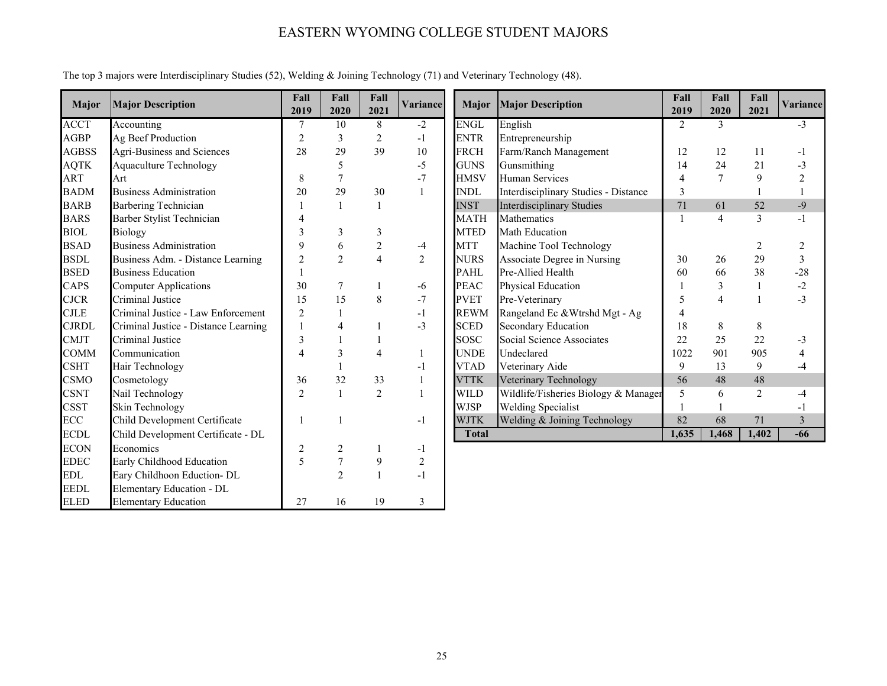# EASTERN WYOMING COLLEGE STUDENT MAJORS

The top 3 majors were Interdisciplinary Studies (52), Welding & Joining Technology (71) and Veterinary Technology (48).

| Major | Major Description | Fall 2019 | Fall 2020 | Fall 2021 | Variance |
|---|---|---|---|---|---|
| ACCT | Accounting | 7 | 10 | 8 | -2 |
| AGBP | Ag Beef Production | 2 | 3 | 2 | -1 |
| AGBSS | Agri-Business and Sciences | 28 | 29 | 39 | 10 |
| AQTK | Aquaculture Technology | | 5 | | -5 |
| ART | Art | 8 | 7 | | -7 |
| BADM | Business Administration | 20 | 29 | 30 | 1 |
| BARB | Barbering Technician | 1 | 1 | 1 | |
| BARS | Barber Stylist Technician | 4 | | | |
| BIOL | Biology | 3 | 3 | 3 | |
| BSAD | Business Administration | 9 | 6 | 2 | -4 |
| BSDL | Business Adm. - Distance Learning | 2 | 2 | 4 | 2 |
| BSED | Business Education | 1 | | | |
| CAPS | Computer Applications | 30 | 7 | 1 | -6 |
| CJCR | Criminal Justice | 15 | 15 | 8 | -7 |
| CJLE | Criminal Justice - Law Enforcement | 2 | 1 | | -1 |
| CJRDL | Criminal Justice - Distance Learning | 1 | 4 | 1 | -3 |
| CMJT | Criminal Justice | 3 | 1 | 1 | |
| COMM | Communication | 4 | 3 | 4 | 1 |
| CSHT | Hair Technology | | 1 | | -1 |
| CSMO | Cosmetology | 36 | 32 | 33 | 1 |
| CSNT | Nail Technology | 2 | 1 | 2 | 1 |
| CSST | Skin Technology | | | | |
| ECC | Child Development Certificate | 1 | 1 | | -1 |
| ECDL | Child Development Certificate - DL | | | | |
| ECON | Economics | 2 | 2 | 1 | -1 |
| EDEC | Early Childhood Education | 5 | 7 | 9 | 2 |
| EDL | Eary Childhoon Eduction- DL | | 2 | 1 | -1 |
| EEDL | Elementary Education - DL | | | | |
| ELED | Elementary Education | 27 | 16 | 19 | 3 |
| ENGL | English | 2 | 3 | | -3 |
| ENTR | Entrepreneurship | | | | |
| FRCH | Farm/Ranch Management | 12 | 12 | 11 | -1 |
| GUNS | Gunsmithing | 14 | 24 | 21 | -3 |
| HMSV | Human Services | 4 | 7 | 9 | 2 |
| INDL | Interdisciplinary Studies - Distance | 3 | | 1 | 1 |
| INST | Interdisciplinary Studies | 71 | 61 | 52 | -9 |
| MATH | Mathematics | 1 | 4 | 3 | -1 |
| MTED | Math Education | | | | |
| MTT | Machine Tool Technology | | | 2 | 2 |
| NURS | Associate Degree in Nursing | 30 | 26 | 29 | 3 |
| PAHL | Pre-Allied Health | 60 | 66 | 38 | -28 |
| PEAC | Physical Education | 1 | 3 | 1 | -2 |
| PVET | Pre-Veterinary | 5 | 4 | 1 | -3 |
| REWM | Rangeland Ec &Wtrshd Mgt - Ag | 4 | | | |
| SCED | Secondary Education | 18 | 8 | 8 | |
| SOSC | Social Science Associates | 22 | 25 | 22 | -3 |
| UNDE | Undeclared | 1022 | 901 | 905 | 4 |
| VTAD | Veterinary Aide | 9 | 13 | 9 | -4 |
| VTTK | Veterinary Technology | 56 | 48 | 48 | |
| WILD | Wildlife/Fisheries Biology & Managem | 5 | 6 | 2 | -4 |
| WJSP | Welding Specialist | 1 | 1 | | -1 |
| WJTK | Welding & Joining Technology | 82 | 68 | 71 | 3 |
| **Total** | | **1,635** | **1,468** | **1,402** | **-66** |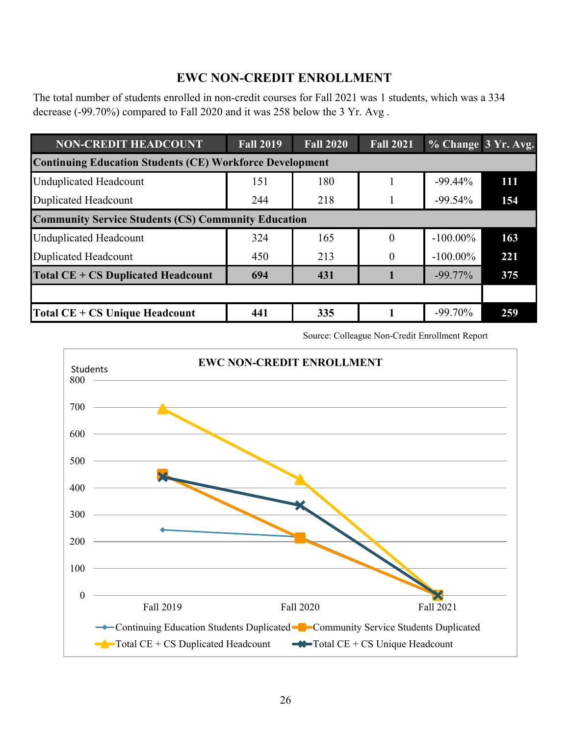# EWC NON-CREDIT ENROLLMENT

The total number of students enrolled in non-credit courses for Fall 2021 was 1 students, which was a 334 decrease (-99.70%) compared to Fall 2020 and it was 258 below the 3 Yr. Avg .

| NON-CREDIT HEADCOUNT | Fall 2019 | Fall 2020 | Fall 2021 | % Change | 3 Yr. Avg. |
|---|---|---|---|---|---|
| **Continuing Education Students (CE) Workforce Development** | | | | | |
| Unduplicated Headcount | 151 | 180 | 1 | -99.44% | **111** |
| Duplicated Headcount | 244 | 218 | 1 | -99.54% | **154** |
| **Community Service Students (CS) Community Education** | | | | | |
| Unduplicated Headcount | 324 | 165 | 0 | -100.00% | **163** |
| Duplicated Headcount | 450 | 213 | 0 | -100.00% | **221** |
| **Total CE + CS Duplicated Headcount** | **694** | **431** | **1** | -99.77% | **375** |
| | | | | | |
| **Total CE + CS Unique Headcount** | **441** | **335** | **1** | -99.70% | **259** |

Source: Colleague Non-Credit Enrollment Report

**EWC NON-CREDIT ENROLLMENT**

| Students | Fall 2019 | Fall 2020 | Fall 2021 |
|---|---|---|---|
| Continuing Education Students Duplicated | 244 | 218 | 1 |
| Community Service Students Duplicated | 450 | 213 | 0 |
| Total CE + CS Duplicated Headcount | 694 | 431 | 1 |
| Total CE + CS Unique Headcount | 441 | 335 | 1 |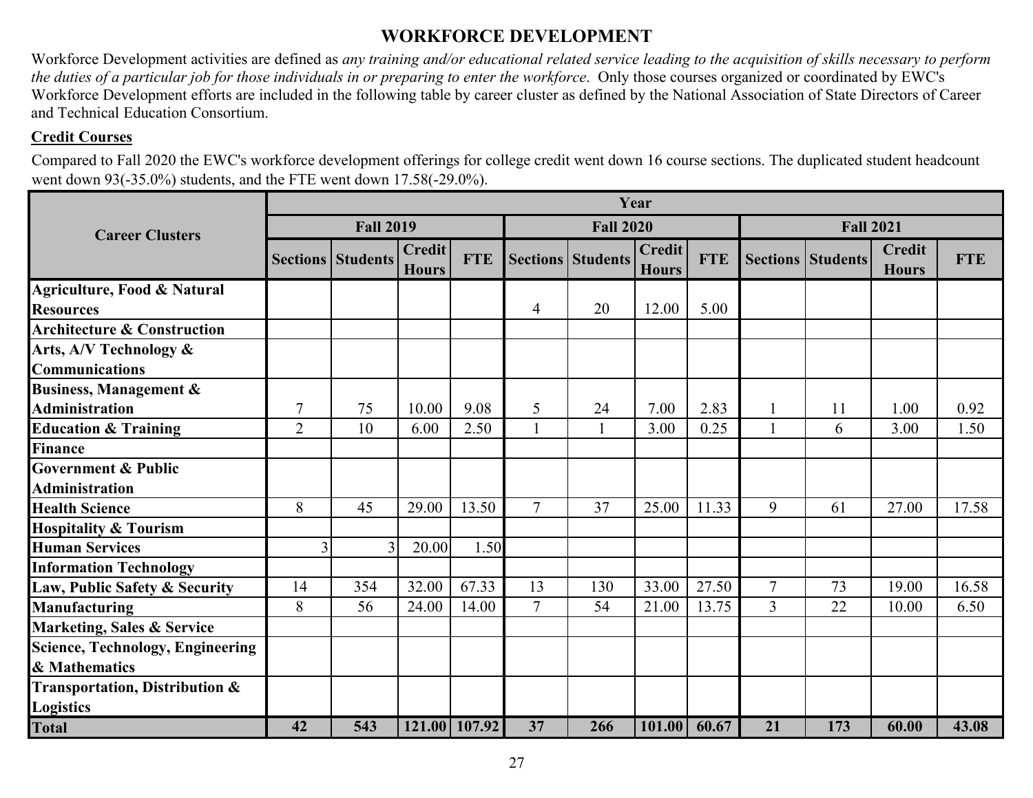# WORKFORCE DEVELOPMENT

Workforce Development activities are defined as *any training and/or educational related service leading to the acquisition of skills necessary to perform the duties of a particular job for those individuals in or preparing to enter the workforce*. Only those courses organized or coordinated by EWC's Workforce Development efforts are included in the following table by career cluster as defined by the National Association of State Directors of Career and Technical Education Consortium.

**Credit Courses**

Compared to Fall 2020 the EWC's workforce development offerings for college credit went down 16 course sections. The duplicated student headcount went down 93(-35.0%) students, and the FTE went down 17.58(-29.0%).

| Career Clusters | Year | | | | | | | | | | | |
|---|---|---|---|---|---|---|---|---|---|---|---|---|
| | Fall 2019 | | | | Fall 2020 | | | | Fall 2021 | | | |
| | Sections | Students | Credit Hours | FTE | Sections | Students | Credit Hours | FTE | Sections | Students | Credit Hours | FTE |
| Agriculture, Food & Natural Resources | | | | | 4 | 20 | 12.00 | 5.00 | | | | |
| Architecture & Construction | | | | | | | | | | | | |
| Arts, A/V Technology & Communications | | | | | | | | | | | | |
| Business, Management & Administration | 7 | 75 | 10.00 | 9.08 | 5 | 24 | 7.00 | 2.83 | 1 | 11 | 1.00 | 0.92 |
| Education & Training | 2 | 10 | 6.00 | 2.50 | 1 | 1 | 3.00 | 0.25 | 1 | 6 | 3.00 | 1.50 |
| Finance | | | | | | | | | | | | |
| Government & Public Administration | | | | | | | | | | | | |
| Health Science | 8 | 45 | 29.00 | 13.50 | 7 | 37 | 25.00 | 11.33 | 9 | 61 | 27.00 | 17.58 |
| Hospitality & Tourism | | | | | | | | | | | | |
| Human Services | 3 | 3 | 20.00 | 1.50 | | | | | | | | |
| Information Technology | | | | | | | | | | | | |
| Law, Public Safety & Security | 14 | 354 | 32.00 | 67.33 | 13 | 130 | 33.00 | 27.50 | 7 | 73 | 19.00 | 16.58 |
| Manufacturing | 8 | 56 | 24.00 | 14.00 | 7 | 54 | 21.00 | 13.75 | 3 | 22 | 10.00 | 6.50 |
| Marketing, Sales & Service | | | | | | | | | | | | |
| Science, Technology, Engineering & Mathematics | | | | | | | | | | | | |
| Transportation, Distribution & Logistics | | | | | | | | | | | | |
| **Total** | **42** | **543** | **121.00** | **107.92** | **37** | **266** | **101.00** | **60.67** | **21** | **173** | **60.00** | **43.08** |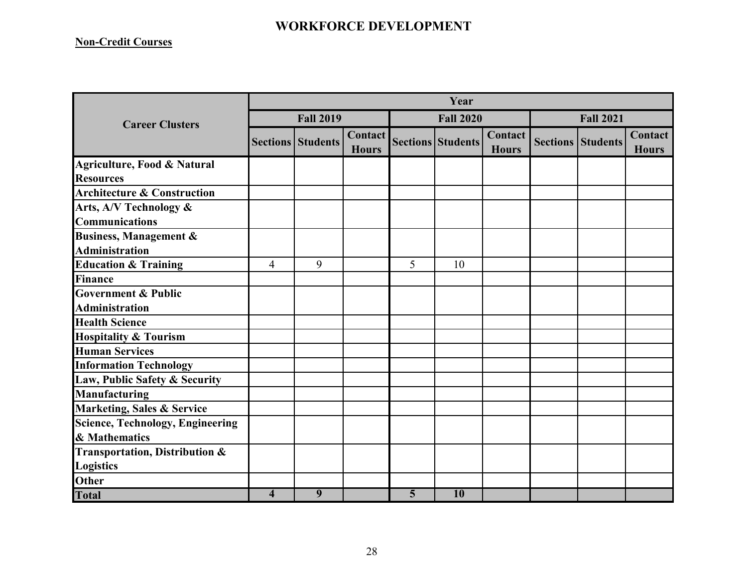# WORKFORCE DEVELOPMENT

**Non-Credit Courses**

| Career Clusters | Year | | | | | | | | |
|---|---|---|---|---|---|---|---|---|---|
| | Fall 2019 | | | Fall 2020 | | | Fall 2021 | | |
| | Sections | Students | Contact Hours | Sections | Students | Contact Hours | Sections | Students | Contact Hours |
| Agriculture, Food & Natural Resources | | | | | | | | | |
| Architecture & Construction | | | | | | | | | |
| Arts, A/V Technology & Communications | | | | | | | | | |
| Business, Management & Administration | | | | | | | | | |
| Education & Training | 4 | 9 | | 5 | 10 | | | | |
| Finance | | | | | | | | | |
| Government & Public Administration | | | | | | | | | |
| Health Science | | | | | | | | | |
| Hospitality & Tourism | | | | | | | | | |
| Human Services | | | | | | | | | |
| Information Technology | | | | | | | | | |
| Law, Public Safety & Security | | | | | | | | | |
| Manufacturing | | | | | | | | | |
| Marketing, Sales & Service | | | | | | | | | |
| Science, Technology, Engineering & Mathematics | | | | | | | | | |
| Transportation, Distribution & Logistics | | | | | | | | | |
| Other | | | | | | | | | |
| **Total** | **4** | **9** | | **5** | **10** | | | | |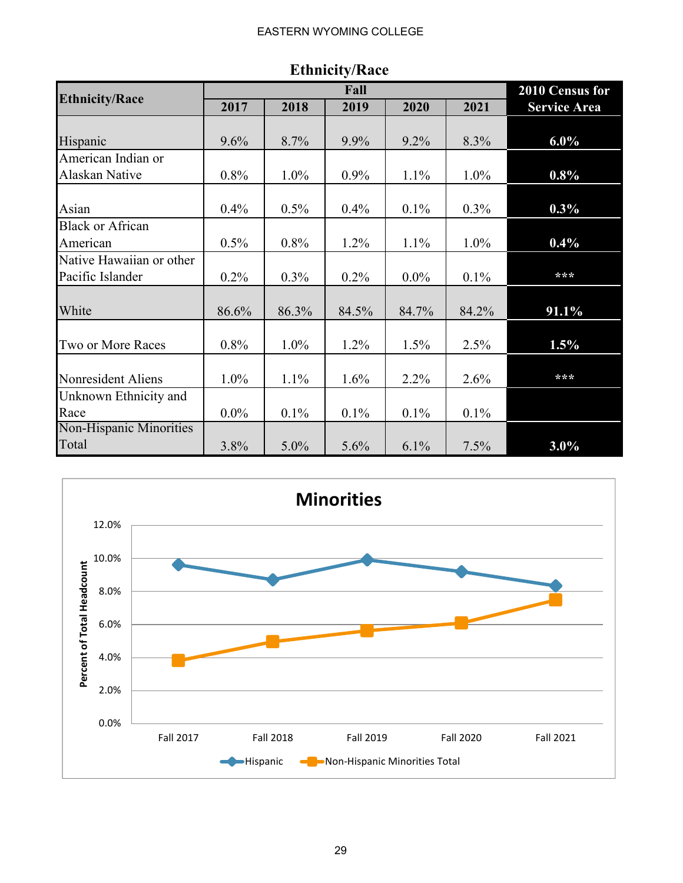## Ethnicity/Race

| Ethnicity/Race | Fall 2017 | Fall 2018 | Fall 2019 | Fall 2020 | Fall 2021 | 2010 Census for Service Area |
|---|---|---|---|---|---|---|
| Hispanic | 9.6% | 8.7% | 9.9% | 9.2% | 8.3% | **6.0%** |
| American Indian or Alaskan Native | 0.8% | 1.0% | 0.9% | 1.1% | 1.0% | **0.8%** |
| Asian | 0.4% | 0.5% | 0.4% | 0.1% | 0.3% | **0.3%** |
| Black or African American | 0.5% | 0.8% | 1.2% | 1.1% | 1.0% | **0.4%** |
| Native Hawaiian or other Pacific Islander | 0.2% | 0.3% | 0.2% | 0.0% | 0.1% | *** |
| White | 86.6% | 86.3% | 84.5% | 84.7% | 84.2% | **91.1%** |
| Two or More Races | 0.8% | 1.0% | 1.2% | 1.5% | 2.5% | **1.5%** |
| Nonresident Aliens | 1.0% | 1.1% | 1.6% | 2.2% | 2.6% | *** |
| Unknown Ethnicity and Race | 0.0% | 0.1% | 0.1% | 0.1% | 0.1% | |
| Non-Hispanic Minorities Total | 3.8% | 5.0% | 5.6% | 6.1% | 7.5% | **3.0%** |

**Minorities**

Percent of Total Headcount

12.0%
10.0%
8.0%
6.0%
4.0%
2.0%
0.0%

Fall 2017 Fall 2018 Fall 2019 Fall 2020 Fall 2021

Hispanic
Non-Hispanic Minorities Total